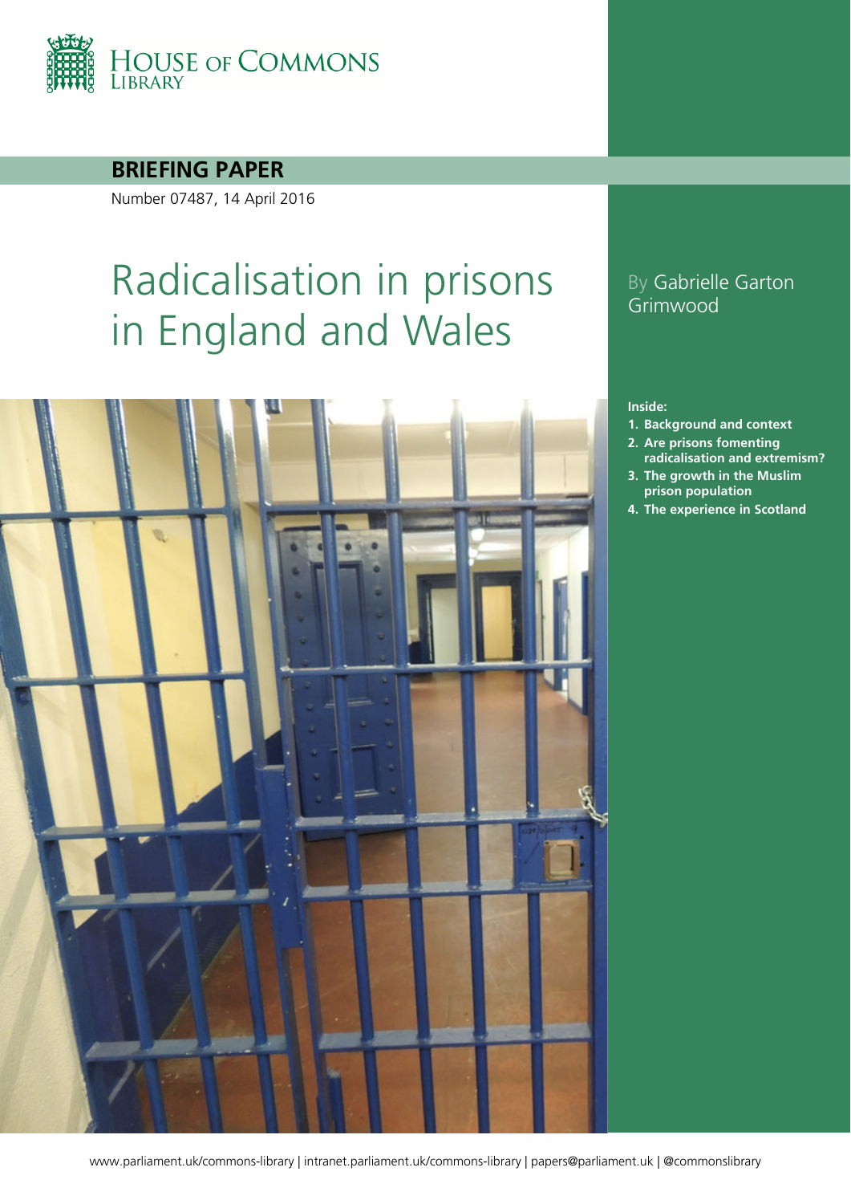HOUSE OF COMMONS LIBRARY

**BRIEFING PAPER**

Number 07487, 14 April 2016

# Radicalisation in prisons in England and Wales

By Gabrielle Garton Grimwood

**Inside:**

1. Background and context
2. Are prisons fomenting radicalisation and extremism?
3. The growth in the Muslim prison population
4. The experience in Scotland

www.parliament.uk/commons-library | intranet.parliament.uk/commons-library | papers@parliament.uk | @commonslibrary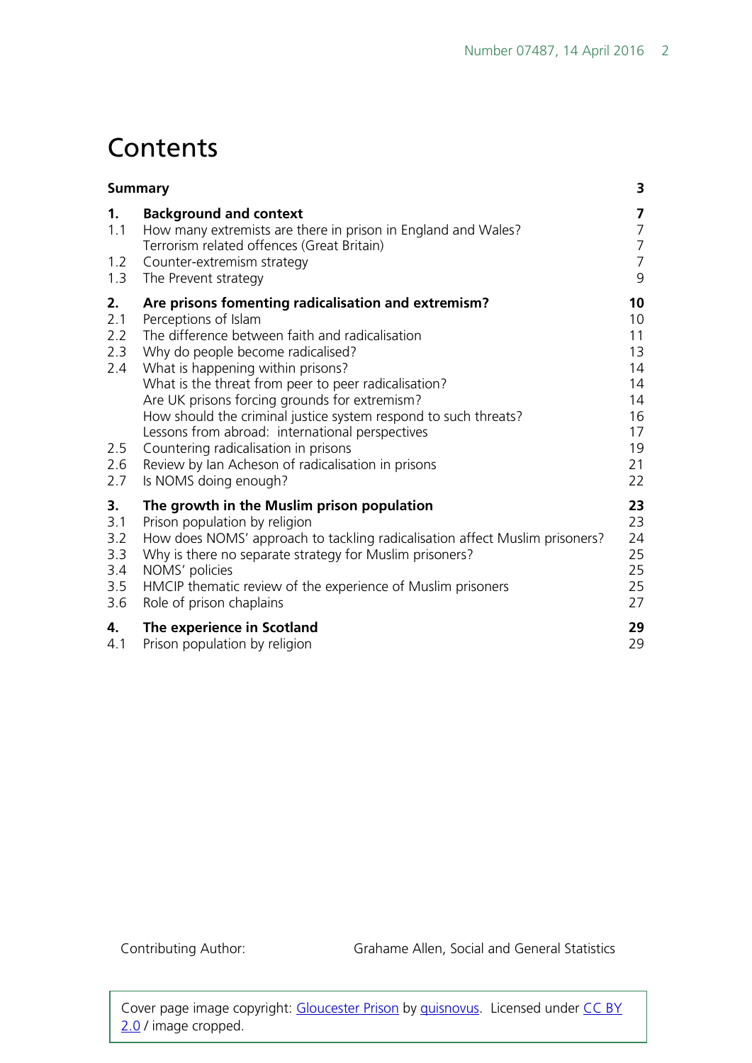# Contents

| | | |
|---|---|---|
| **Summary** | | **3** |
| **1.** | **Background and context** | **7** |
| 1.1 | How many extremists are there in prison in England and Wales? | 7 |
| | Terrorism related offences (Great Britain) | 7 |
| 1.2 | Counter-extremism strategy | 7 |
| 1.3 | The Prevent strategy | 9 |
| **2.** | **Are prisons fomenting radicalisation and extremism?** | **10** |
| 2.1 | Perceptions of Islam | 10 |
| 2.2 | The difference between faith and radicalisation | 11 |
| 2.3 | Why do people become radicalised? | 13 |
| 2.4 | What is happening within prisons? | 14 |
| | What is the threat from peer to peer radicalisation? | 14 |
| | Are UK prisons forcing grounds for extremism? | 14 |
| | How should the criminal justice system respond to such threats? | 16 |
| | Lessons from abroad: international perspectives | 17 |
| 2.5 | Countering radicalisation in prisons | 19 |
| 2.6 | Review by Ian Acheson of radicalisation in prisons | 21 |
| 2.7 | Is NOMS doing enough? | 22 |
| **3.** | **The growth in the Muslim prison population** | **23** |
| 3.1 | Prison population by religion | 23 |
| 3.2 | How does NOMS' approach to tackling radicalisation affect Muslim prisoners? | 24 |
| 3.3 | Why is there no separate strategy for Muslim prisoners? | 25 |
| 3.4 | NOMS' policies | 25 |
| 3.5 | HMCIP thematic review of the experience of Muslim prisoners | 25 |
| 3.6 | Role of prison chaplains | 27 |
| **4.** | **The experience in Scotland** | **29** |
| 4.1 | Prison population by religion | 29 |

Contributing Author: Grahame Allen, Social and General Statistics

Cover page image copyright: Gloucester Prison by quisnovus. Licensed under CC BY 2.0 / image cropped.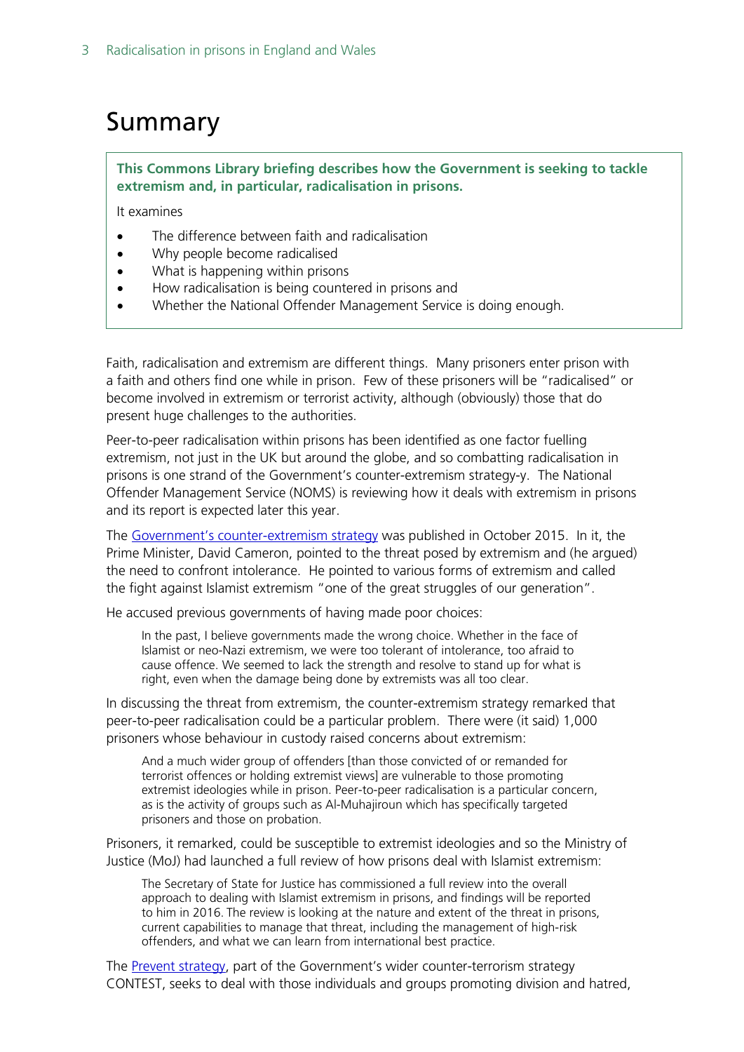# Summary

**This Commons Library briefing describes how the Government is seeking to tackle extremism and, in particular, radicalisation in prisons.**

It examines

- The difference between faith and radicalisation
- Why people become radicalised
- What is happening within prisons
- How radicalisation is being countered in prisons and
- Whether the National Offender Management Service is doing enough.

Faith, radicalisation and extremism are different things. Many prisoners enter prison with a faith and others find one while in prison. Few of these prisoners will be "radicalised" or become involved in extremism or terrorist activity, although (obviously) those that do present huge challenges to the authorities.

Peer-to-peer radicalisation within prisons has been identified as one factor fuelling extremism, not just in the UK but around the globe, and so combatting radicalisation in prisons is one strand of the Government's counter-extremism strategy-y. The National Offender Management Service (NOMS) is reviewing how it deals with extremism in prisons and its report is expected later this year.

The [Government's counter-extremism strategy](Government's counter-extremism strategy) was published in October 2015. In it, the Prime Minister, David Cameron, pointed to the threat posed by extremism and (he argued) the need to confront intolerance. He pointed to various forms of extremism and called the fight against Islamist extremism "one of the great struggles of our generation".

He accused previous governments of having made poor choices:

> In the past, I believe governments made the wrong choice. Whether in the face of Islamist or neo-Nazi extremism, we were too tolerant of intolerance, too afraid to cause offence. We seemed to lack the strength and resolve to stand up for what is right, even when the damage being done by extremists was all too clear.

In discussing the threat from extremism, the counter-extremism strategy remarked that peer-to-peer radicalisation could be a particular problem. There were (it said) 1,000 prisoners whose behaviour in custody raised concerns about extremism:

> And a much wider group of offenders [than those convicted of or remanded for terrorist offences or holding extremist views] are vulnerable to those promoting extremist ideologies while in prison. Peer-to-peer radicalisation is a particular concern, as is the activity of groups such as Al-Muhajiroun which has specifically targeted prisoners and those on probation.

Prisoners, it remarked, could be susceptible to extremist ideologies and so the Ministry of Justice (MoJ) had launched a full review of how prisons deal with Islamist extremism:

> The Secretary of State for Justice has commissioned a full review into the overall approach to dealing with Islamist extremism in prisons, and findings will be reported to him in 2016. The review is looking at the nature and extent of the threat in prisons, current capabilities to manage that threat, including the management of high-risk offenders, and what we can learn from international best practice.

The [Prevent strategy](Prevent strategy), part of the Government's wider counter-terrorism strategy CONTEST, seeks to deal with those individuals and groups promoting division and hatred,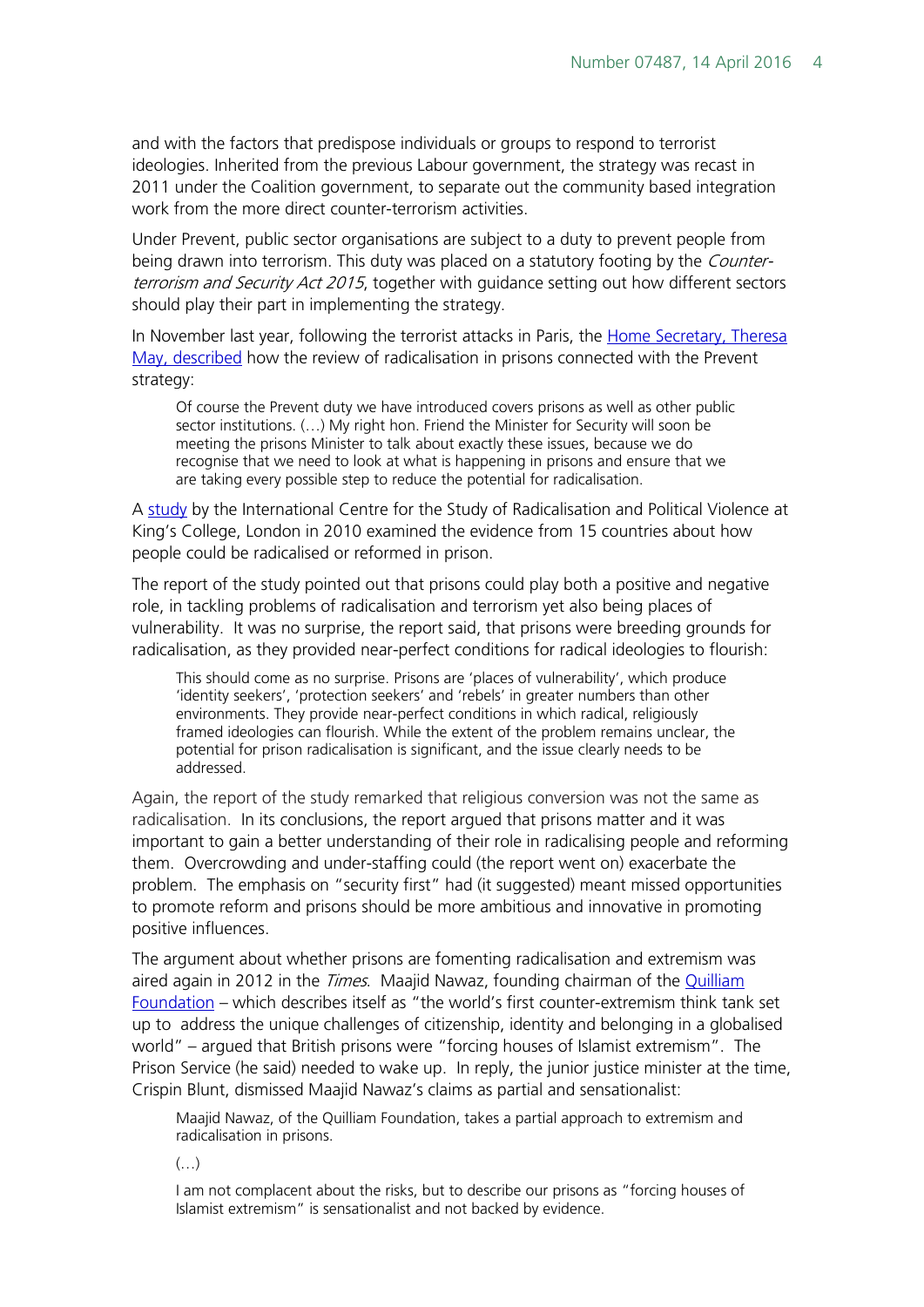and with the factors that predispose individuals or groups to respond to terrorist ideologies. Inherited from the previous Labour government, the strategy was recast in 2011 under the Coalition government, to separate out the community based integration work from the more direct counter-terrorism activities.

Under Prevent, public sector organisations are subject to a duty to prevent people from being drawn into terrorism. This duty was placed on a statutory footing by the *Counter-terrorism and Security Act 2015*, together with guidance setting out how different sectors should play their part in implementing the strategy.

In November last year, following the terrorist attacks in Paris, the Home Secretary, Theresa May, described how the review of radicalisation in prisons connected with the Prevent strategy:

> Of course the Prevent duty we have introduced covers prisons as well as other public sector institutions. (…) My right hon. Friend the Minister for Security will soon be meeting the prisons Minister to talk about exactly these issues, because we do recognise that we need to look at what is happening in prisons and ensure that we are taking every possible step to reduce the potential for radicalisation.

A study by the International Centre for the Study of Radicalisation and Political Violence at King's College, London in 2010 examined the evidence from 15 countries about how people could be radicalised or reformed in prison.

The report of the study pointed out that prisons could play both a positive and negative role, in tackling problems of radicalisation and terrorism yet also being places of vulnerability. It was no surprise, the report said, that prisons were breeding grounds for radicalisation, as they provided near-perfect conditions for radical ideologies to flourish:

> This should come as no surprise. Prisons are 'places of vulnerability', which produce 'identity seekers', 'protection seekers' and 'rebels' in greater numbers than other environments. They provide near-perfect conditions in which radical, religiously framed ideologies can flourish. While the extent of the problem remains unclear, the potential for prison radicalisation is significant, and the issue clearly needs to be addressed.

Again, the report of the study remarked that religious conversion was not the same as radicalisation. In its conclusions, the report argued that prisons matter and it was important to gain a better understanding of their role in radicalising people and reforming them. Overcrowding and under-staffing could (the report went on) exacerbate the problem. The emphasis on "security first" had (it suggested) meant missed opportunities to promote reform and prisons should be more ambitious and innovative in promoting positive influences.

The argument about whether prisons are fomenting radicalisation and extremism was aired again in 2012 in the *Times*. Maajid Nawaz, founding chairman of the Quilliam Foundation – which describes itself as "the world's first counter-extremism think tank set up to address the unique challenges of citizenship, identity and belonging in a globalised world" – argued that British prisons were "forcing houses of Islamist extremism". The Prison Service (he said) needed to wake up. In reply, the junior justice minister at the time, Crispin Blunt, dismissed Maajid Nawaz's claims as partial and sensationalist:

> Maajid Nawaz, of the Quilliam Foundation, takes a partial approach to extremism and radicalisation in prisons.
>
> (…)
>
> I am not complacent about the risks, but to describe our prisons as "forcing houses of Islamist extremism" is sensationalist and not backed by evidence.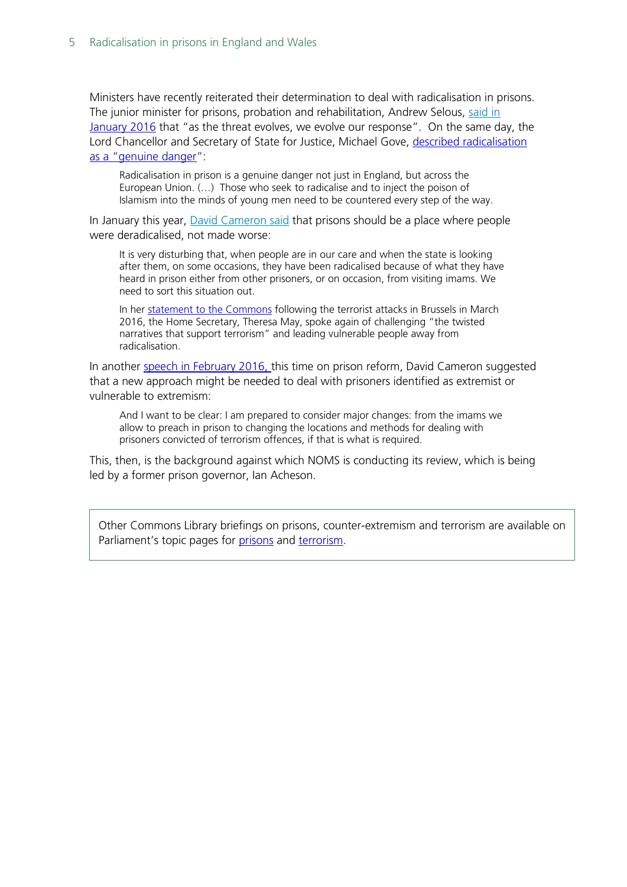Ministers have recently reiterated their determination to deal with radicalisation in prisons. The junior minister for prisons, probation and rehabilitation, Andrew Selous, said in January 2016 that "as the threat evolves, we evolve our response". On the same day, the Lord Chancellor and Secretary of State for Justice, Michael Gove, described radicalisation as a "genuine danger":

> Radicalisation in prison is a genuine danger not just in England, but across the European Union. (…) Those who seek to radicalise and to inject the poison of Islamism into the minds of young men need to be countered every step of the way.

In January this year, David Cameron said that prisons should be a place where people were deradicalised, not made worse:

> It is very disturbing that, when people are in our care and when the state is looking after them, on some occasions, they have been radicalised because of what they have heard in prison either from other prisoners, or on occasion, from visiting imams. We need to sort this situation out.
>
> In her statement to the Commons following the terrorist attacks in Brussels in March 2016, the Home Secretary, Theresa May, spoke again of challenging "the twisted narratives that support terrorism" and leading vulnerable people away from radicalisation.

In another speech in February 2016, this time on prison reform, David Cameron suggested that a new approach might be needed to deal with prisoners identified as extremist or vulnerable to extremism:

> And I want to be clear: I am prepared to consider major changes: from the imams we allow to preach in prison to changing the locations and methods for dealing with prisoners convicted of terrorism offences, if that is what is required.

This, then, is the background against which NOMS is conducting its review, which is being led by a former prison governor, Ian Acheson.

Other Commons Library briefings on prisons, counter-extremism and terrorism are available on Parliament's topic pages for prisons and terrorism.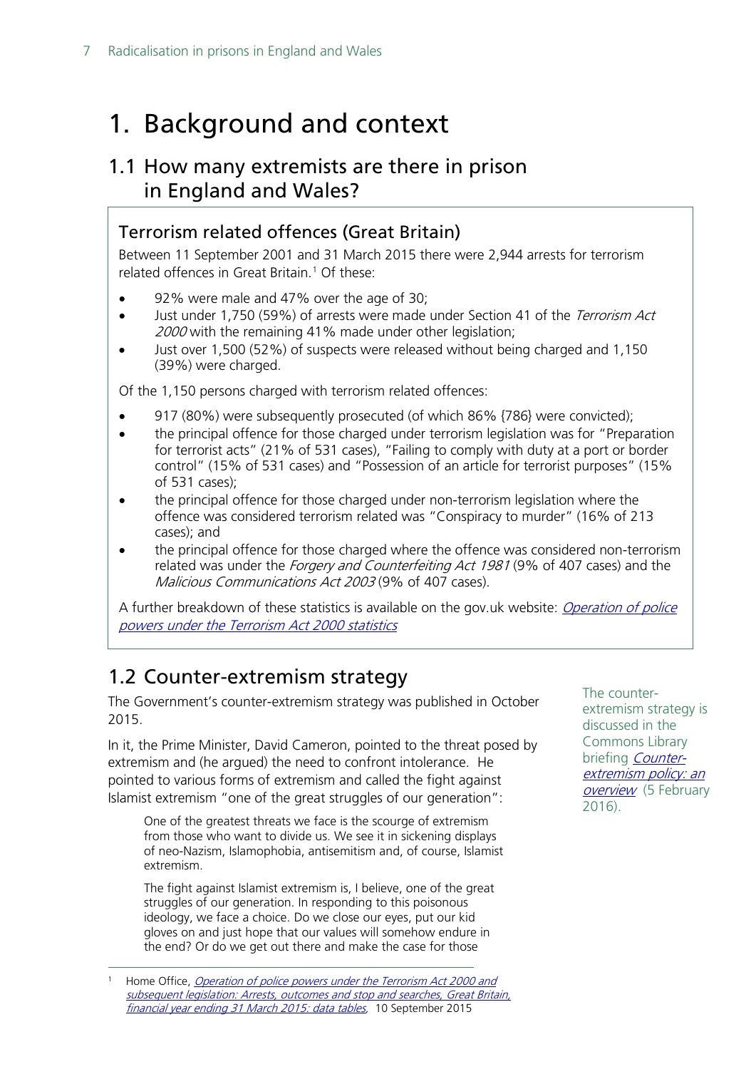# 1. Background and context

## 1.1 How many extremists are there in prison in England and Wales?

### Terrorism related offences (Great Britain)

Between 11 September 2001 and 31 March 2015 there were 2,944 arrests for terrorism related offences in Great Britain.[1] Of these:

- 92% were male and 47% over the age of 30;
- Just under 1,750 (59%) of arrests were made under Section 41 of the *Terrorism Act 2000* with the remaining 41% made under other legislation;
- Just over 1,500 (52%) of suspects were released without being charged and 1,150 (39%) were charged.

Of the 1,150 persons charged with terrorism related offences:

- 917 (80%) were subsequently prosecuted (of which 86% {786} were convicted);
- the principal offence for those charged under terrorism legislation was for "Preparation for terrorist acts" (21% of 531 cases), "Failing to comply with duty at a port or border control" (15% of 531 cases) and "Possession of an article for terrorist purposes" (15% of 531 cases);
- the principal offence for those charged under non-terrorism legislation where the offence was considered terrorism related was "Conspiracy to murder" (16% of 213 cases); and
- the principal offence for those charged where the offence was considered non-terrorism related was under the *Forgery and Counterfeiting Act 1981* (9% of 407 cases) and the *Malicious Communications Act 2003* (9% of 407 cases).

A further breakdown of these statistics is available on the gov.uk website: *Operation of police powers under the Terrorism Act 2000 statistics*

## 1.2 Counter-extremism strategy

The Government's counter-extremism strategy was published in October 2015.

In it, the Prime Minister, David Cameron, pointed to the threat posed by extremism and (he argued) the need to confront intolerance. He pointed to various forms of extremism and called the fight against Islamist extremism "one of the great struggles of our generation":

> One of the greatest threats we face is the scourge of extremism from those who want to divide us. We see it in sickening displays of neo-Nazism, Islamophobia, antisemitism and, of course, Islamist extremism.
>
> The fight against Islamist extremism is, I believe, one of the great struggles of our generation. In responding to this poisonous ideology, we face a choice. Do we close our eyes, put our kid gloves on and just hope that our values will somehow endure in the end? Or do we get out there and make the case for those

The counter-extremism strategy is discussed in the Commons Library briefing *Counter-extremism policy: an overview* (5 February 2016).

---

[1] Home Office, *Operation of police powers under the Terrorism Act 2000 and subsequent legislation: Arrests, outcomes and stop and searches, Great Britain, financial year ending 31 March 2015: data tables*, 10 September 2015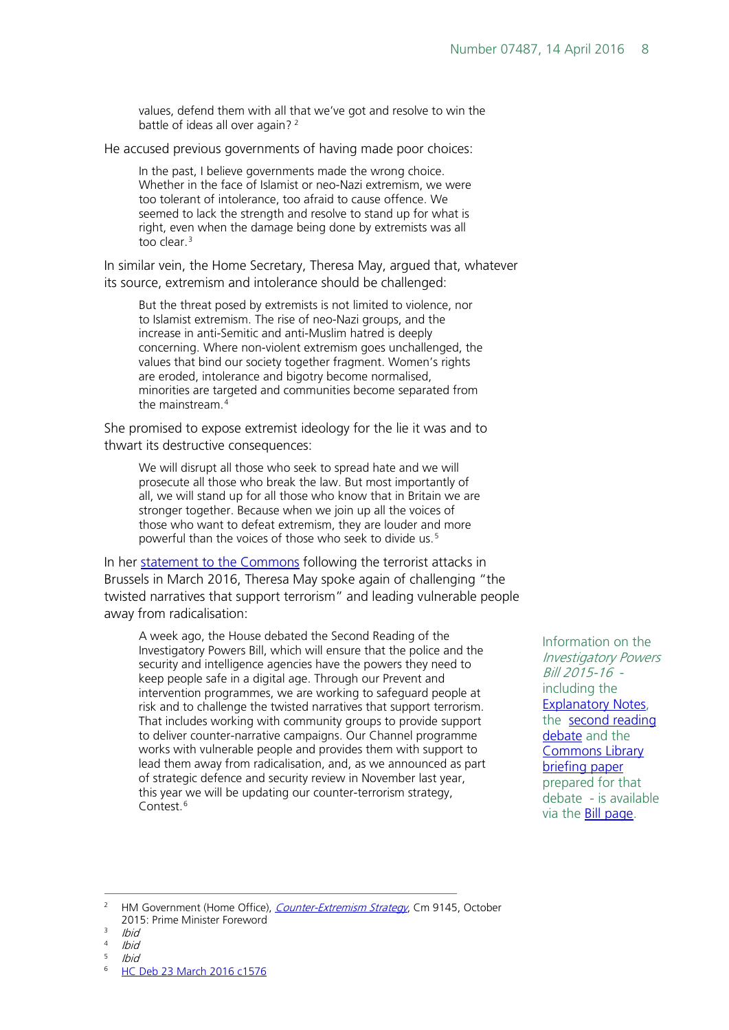> values, defend them with all that we've got and resolve to win the battle of ideas all over again? [2]

He accused previous governments of having made poor choices:

> In the past, I believe governments made the wrong choice. Whether in the face of Islamist or neo-Nazi extremism, we were too tolerant of intolerance, too afraid to cause offence. We seemed to lack the strength and resolve to stand up for what is right, even when the damage being done by extremists was all too clear. [3]

In similar vein, the Home Secretary, Theresa May, argued that, whatever its source, extremism and intolerance should be challenged:

> But the threat posed by extremists is not limited to violence, nor to Islamist extremism. The rise of neo-Nazi groups, and the increase in anti-Semitic and anti-Muslim hatred is deeply concerning. Where non-violent extremism goes unchallenged, the values that bind our society together fragment. Women's rights are eroded, intolerance and bigotry become normalised, minorities are targeted and communities become separated from the mainstream. [4]

She promised to expose extremist ideology for the lie it was and to thwart its destructive consequences:

> We will disrupt all those who seek to spread hate and we will prosecute all those who break the law. But most importantly of all, we will stand up for all those who know that in Britain we are stronger together. Because when we join up all the voices of those who want to defeat extremism, they are louder and more powerful than the voices of those who seek to divide us. [5]

In her statement to the Commons following the terrorist attacks in Brussels in March 2016, Theresa May spoke again of challenging "the twisted narratives that support terrorism" and leading vulnerable people away from radicalisation:

> A week ago, the House debated the Second Reading of the Investigatory Powers Bill, which will ensure that the police and the security and intelligence agencies have the powers they need to keep people safe in a digital age. Through our Prevent and intervention programmes, we are working to safeguard people at risk and to challenge the twisted narratives that support terrorism. That includes working with community groups to provide support to deliver counter-narrative campaigns. Our Channel programme works with vulnerable people and provides them with support to lead them away from radicalisation, and, as we announced as part of strategic defence and security review in November last year, this year we will be updating our counter-terrorism strategy, Contest. [6]

Information on the *Investigatory Powers Bill 2015-16* - including the Explanatory Notes, the second reading debate and the Commons Library briefing paper prepared for that debate - is available via the Bill page.

---

[2] HM Government (Home Office), *Counter-Extremism Strategy*, Cm 9145, October 2015: Prime Minister Foreword

[3] *Ibid*

[4] *Ibid*

[5] *Ibid*

[6] HC Deb 23 March 2016 c1576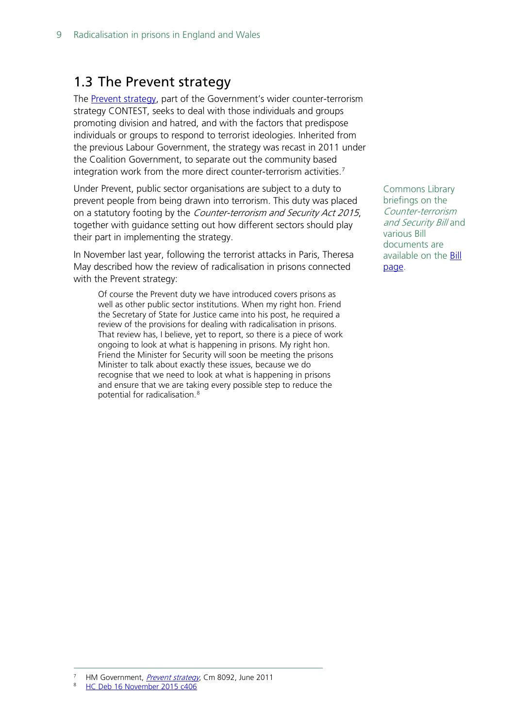## 1.3 The Prevent strategy

The Prevent strategy, part of the Government's wider counter-terrorism strategy CONTEST, seeks to deal with those individuals and groups promoting division and hatred, and with the factors that predispose individuals or groups to respond to terrorist ideologies. Inherited from the previous Labour Government, the strategy was recast in 2011 under the Coalition Government, to separate out the community based integration work from the more direct counter-terrorism activities.[7]

Under Prevent, public sector organisations are subject to a duty to prevent people from being drawn into terrorism. This duty was placed on a statutory footing by the *Counter-terrorism and Security Act 2015*, together with guidance setting out how different sectors should play their part in implementing the strategy.

Commons Library briefings on the *Counter-terrorism and Security Bill* and various Bill documents are available on the Bill page.

In November last year, following the terrorist attacks in Paris, Theresa May described how the review of radicalisation in prisons connected with the Prevent strategy:

> Of course the Prevent duty we have introduced covers prisons as well as other public sector institutions. When my right hon. Friend the Secretary of State for Justice came into his post, he required a review of the provisions for dealing with radicalisation in prisons. That review has, I believe, yet to report, so there is a piece of work ongoing to look at what is happening in prisons. My right hon. Friend the Minister for Security will soon be meeting the prisons Minister to talk about exactly these issues, because we do recognise that we need to look at what is happening in prisons and ensure that we are taking every possible step to reduce the potential for radicalisation.[8]

---

[7] HM Government, *Prevent strategy*, Cm 8092, June 2011

[8] HC Deb 16 November 2015 c406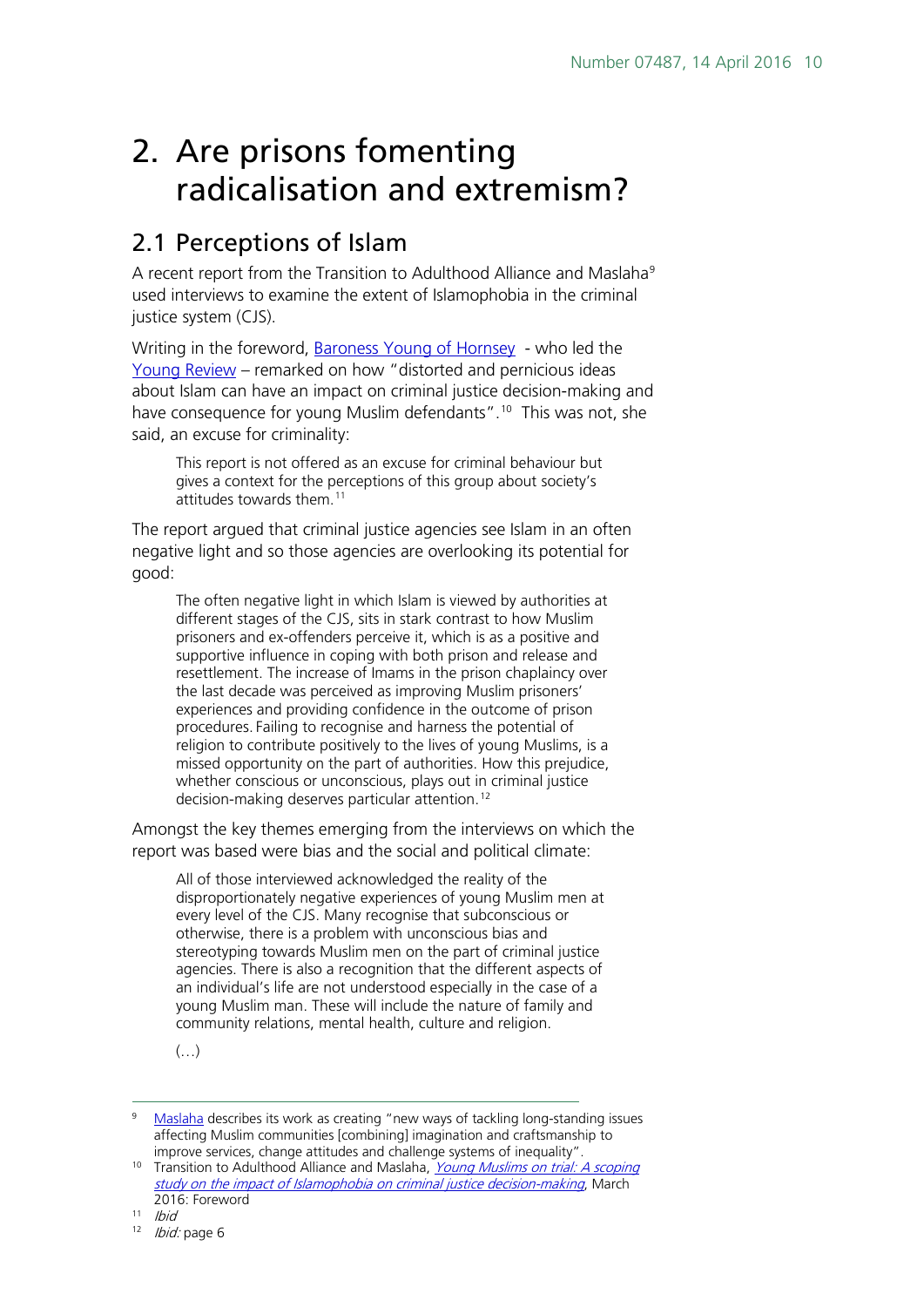# 2. Are prisons fomenting radicalisation and extremism?

## 2.1 Perceptions of Islam

A recent report from the Transition to Adulthood Alliance and Maslaha[9] used interviews to examine the extent of Islamophobia in the criminal justice system (CJS).

Writing in the foreword, Baroness Young of Hornsey - who led the Young Review – remarked on how "distorted and pernicious ideas about Islam can have an impact on criminal justice decision-making and have consequence for young Muslim defendants".[10] This was not, she said, an excuse for criminality:

> This report is not offered as an excuse for criminal behaviour but gives a context for the perceptions of this group about society's attitudes towards them.[11]

The report argued that criminal justice agencies see Islam in an often negative light and so those agencies are overlooking its potential for good:

> The often negative light in which Islam is viewed by authorities at different stages of the CJS, sits in stark contrast to how Muslim prisoners and ex-offenders perceive it, which is as a positive and supportive influence in coping with both prison and release and resettlement. The increase of Imams in the prison chaplaincy over the last decade was perceived as improving Muslim prisoners' experiences and providing confidence in the outcome of prison procedures. Failing to recognise and harness the potential of religion to contribute positively to the lives of young Muslims, is a missed opportunity on the part of authorities. How this prejudice, whether conscious or unconscious, plays out in criminal justice decision-making deserves particular attention.[12]

Amongst the key themes emerging from the interviews on which the report was based were bias and the social and political climate:

> All of those interviewed acknowledged the reality of the disproportionately negative experiences of young Muslim men at every level of the CJS. Many recognise that subconscious or otherwise, there is a problem with unconscious bias and stereotyping towards Muslim men on the part of criminal justice agencies. There is also a recognition that the different aspects of an individual's life are not understood especially in the case of a young Muslim man. These will include the nature of family and community relations, mental health, culture and religion.
>
> (…)

---

[9] Maslaha describes its work as creating "new ways of tackling long-standing issues affecting Muslim communities [combining] imagination and craftsmanship to improve services, change attitudes and challenge systems of inequality".

[10] Transition to Adulthood Alliance and Maslaha, *Young Muslims on trial: A scoping study on the impact of Islamophobia on criminal justice decision-making*, March 2016: Foreword

[11] *Ibid*

[12] *Ibid:* page 6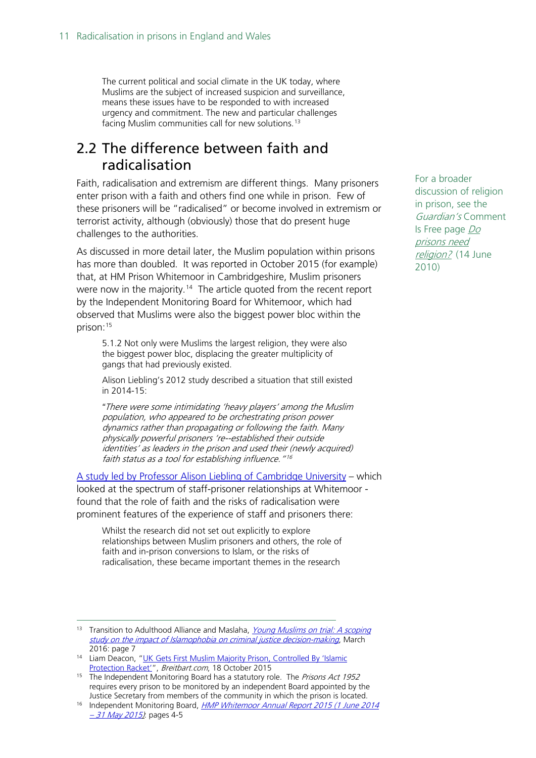> The current political and social climate in the UK today, where Muslims are the subject of increased suspicion and surveillance, means these issues have to be responded to with increased urgency and commitment. The new and particular challenges facing Muslim communities call for new solutions.[13]

## 2.2 The difference between faith and radicalisation

Faith, radicalisation and extremism are different things. Many prisoners enter prison with a faith and others find one while in prison. Few of these prisoners will be "radicalised" or become involved in extremism or terrorist activity, although (obviously) those that do present huge challenges to the authorities.

For a broader discussion of religion in prison, see the *Guardian's* Comment Is Free page *Do prisons need religion?* (14 June 2010)

As discussed in more detail later, the Muslim population within prisons has more than doubled. It was reported in October 2015 (for example) that, at HM Prison Whitemoor in Cambridgeshire, Muslim prisoners were now in the majority.[14] The article quoted from the recent report by the Independent Monitoring Board for Whitemoor, which had observed that Muslims were also the biggest power bloc within the prison:[15]

> 5.1.2 Not only were Muslims the largest religion, they were also the biggest power bloc, displacing the greater multiplicity of gangs that had previously existed.
>
> Alison Liebling's 2012 study described a situation that still existed in 2014-15:
>
> "*There were some intimidating 'heavy players' among the Muslim population, who appeared to be orchestrating prison power dynamics rather than propagating or following the faith. Many physically powerful prisoners 're-‐established their outside identities' as leaders in the prison and used their (newly acquired) faith status as a tool for establishing influence.*"[16]

A study led by Professor Alison Liebling of Cambridge University – which looked at the spectrum of staff-prisoner relationships at Whitemoor - found that the role of faith and the risks of radicalisation were prominent features of the experience of staff and prisoners there:

> Whilst the research did not set out explicitly to explore relationships between Muslim prisoners and others, the role of faith and in-prison conversions to Islam, or the risks of radicalisation, these became important themes in the research

---

13 Transition to Adulthood Alliance and Maslaha, *Young Muslims on trial: A scoping study on the impact of Islamophobia on criminal justice decision-making*, March 2016: page 7

14 Liam Deacon, "UK Gets First Muslim Majority Prison, Controlled By 'Islamic Protection Racket'", *Breitbart.com*, 18 October 2015

15 The Independent Monitoring Board has a statutory role. The *Prisons Act 1952* requires every prison to be monitored by an independent Board appointed by the Justice Secretary from members of the community in which the prison is located.

16 Independent Monitoring Board, *HMP Whitemoor Annual Report 2015 (1 June 2014 – 31 May 2015)*: pages 4-5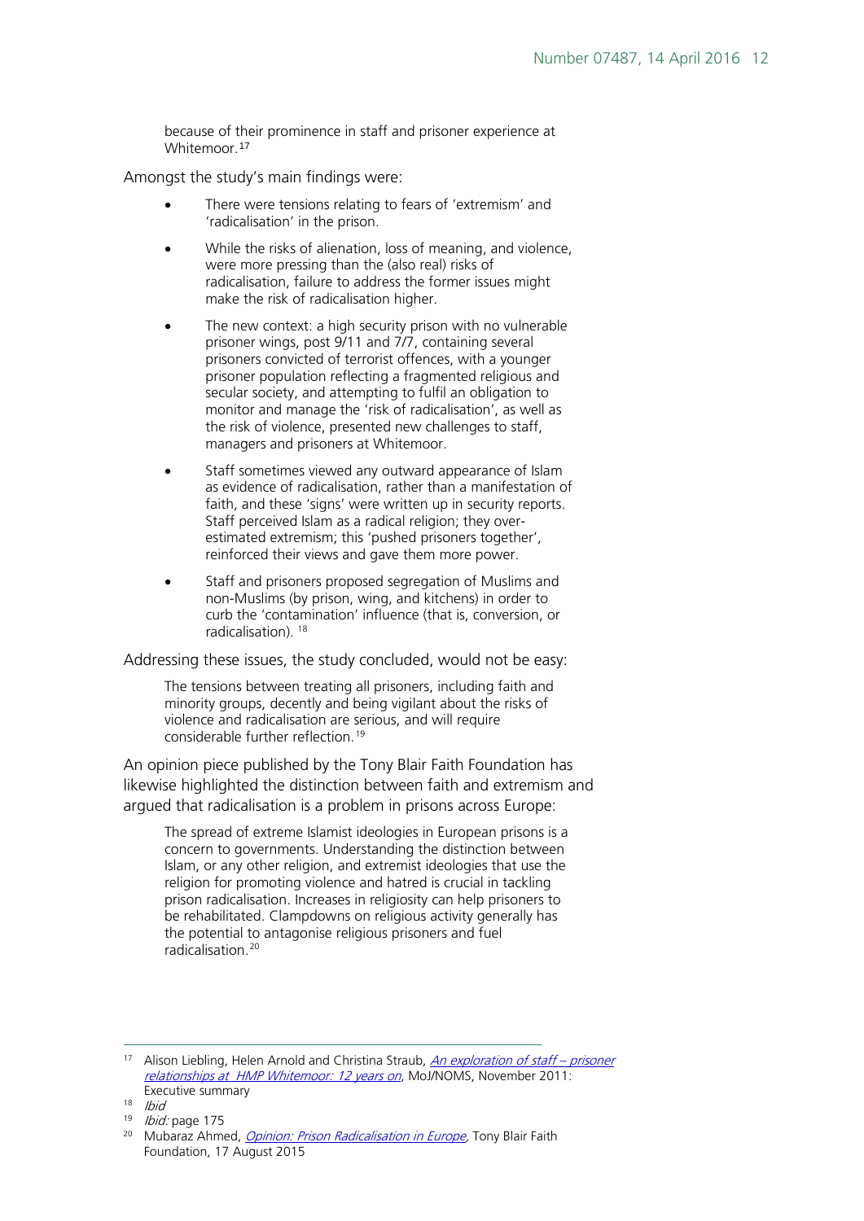> because of their prominence in staff and prisoner experience at Whitemoor.[17]

Amongst the study's main findings were:

- There were tensions relating to fears of 'extremism' and 'radicalisation' in the prison.
- While the risks of alienation, loss of meaning, and violence, were more pressing than the (also real) risks of radicalisation, failure to address the former issues might make the risk of radicalisation higher.
- The new context: a high security prison with no vulnerable prisoner wings, post 9/11 and 7/7, containing several prisoners convicted of terrorist offences, with a younger prisoner population reflecting a fragmented religious and secular society, and attempting to fulfil an obligation to monitor and manage the 'risk of radicalisation', as well as the risk of violence, presented new challenges to staff, managers and prisoners at Whitemoor.
- Staff sometimes viewed any outward appearance of Islam as evidence of radicalisation, rather than a manifestation of faith, and these 'signs' were written up in security reports. Staff perceived Islam as a radical religion; they over-estimated extremism; this 'pushed prisoners together', reinforced their views and gave them more power.
- Staff and prisoners proposed segregation of Muslims and non-Muslims (by prison, wing, and kitchens) in order to curb the 'contamination' influence (that is, conversion, or radicalisation). [18]

Addressing these issues, the study concluded, would not be easy:

> The tensions between treating all prisoners, including faith and minority groups, decently and being vigilant about the risks of violence and radicalisation are serious, and will require considerable further reflection.[19]

An opinion piece published by the Tony Blair Faith Foundation has likewise highlighted the distinction between faith and extremism and argued that radicalisation is a problem in prisons across Europe:

> The spread of extreme Islamist ideologies in European prisons is a concern to governments. Understanding the distinction between Islam, or any other religion, and extremist ideologies that use the religion for promoting violence and hatred is crucial in tackling prison radicalisation. Increases in religiosity can help prisoners to be rehabilitated. Clampdowns on religious activity generally has the potential to antagonise religious prisoners and fuel radicalisation.[20]

---

[17] Alison Liebling, Helen Arnold and Christina Straub, *An exploration of staff – prisoner relationships at HMP Whitemoor: 12 years on*, MoJ/NOMS, November 2011: Executive summary

[18] *Ibid*

[19] *Ibid:* page 175

[20] Mubaraz Ahmed, *Opinion: Prison Radicalisation in Europe*, Tony Blair Faith Foundation, 17 August 2015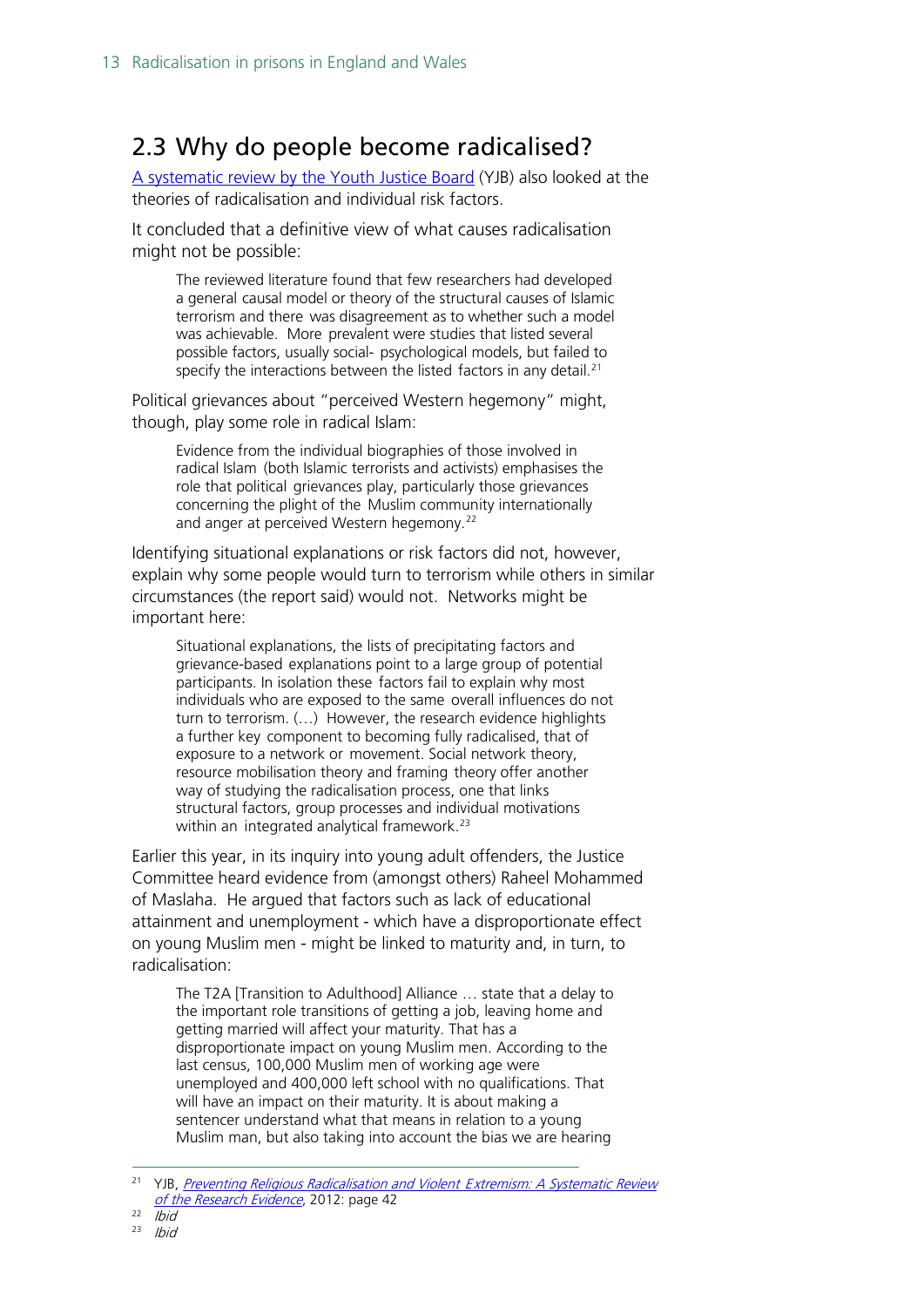## 2.3 Why do people become radicalised?

[A systematic review by the Youth Justice Board](#) (YJB) also looked at the theories of radicalisation and individual risk factors.

It concluded that a definitive view of what causes radicalisation might not be possible:

> The reviewed literature found that few researchers had developed a general causal model or theory of the structural causes of Islamic terrorism and there was disagreement as to whether such a model was achievable. More prevalent were studies that listed several possible factors, usually social- psychological models, but failed to specify the interactions between the listed factors in any detail.[21]

Political grievances about "perceived Western hegemony" might, though, play some role in radical Islam:

> Evidence from the individual biographies of those involved in radical Islam (both Islamic terrorists and activists) emphasises the role that political grievances play, particularly those grievances concerning the plight of the Muslim community internationally and anger at perceived Western hegemony.[22]

Identifying situational explanations or risk factors did not, however, explain why some people would turn to terrorism while others in similar circumstances (the report said) would not. Networks might be important here:

> Situational explanations, the lists of precipitating factors and grievance-based explanations point to a large group of potential participants. In isolation these factors fail to explain why most individuals who are exposed to the same overall influences do not turn to terrorism. (…) However, the research evidence highlights a further key component to becoming fully radicalised, that of exposure to a network or movement. Social network theory, resource mobilisation theory and framing theory offer another way of studying the radicalisation process, one that links structural factors, group processes and individual motivations within an integrated analytical framework.[23]

Earlier this year, in its inquiry into young adult offenders, the Justice Committee heard evidence from (amongst others) Raheel Mohammed of Maslaha. He argued that factors such as lack of educational attainment and unemployment - which have a disproportionate effect on young Muslim men - might be linked to maturity and, in turn, to radicalisation:

> The T2A [Transition to Adulthood] Alliance … state that a delay to the important role transitions of getting a job, leaving home and getting married will affect your maturity. That has a disproportionate impact on young Muslim men. According to the last census, 100,000 Muslim men of working age were unemployed and 400,000 left school with no qualifications. That will have an impact on their maturity. It is about making a sentencer understand what that means in relation to a young Muslim man, but also taking into account the bias we are hearing

---

[21] YJB, *[Preventing Religious Radicalisation and Violent Extremism: A Systematic Review of the Research Evidence](#)*, 2012: page 42

[22] *Ibid*

[23] *Ibid*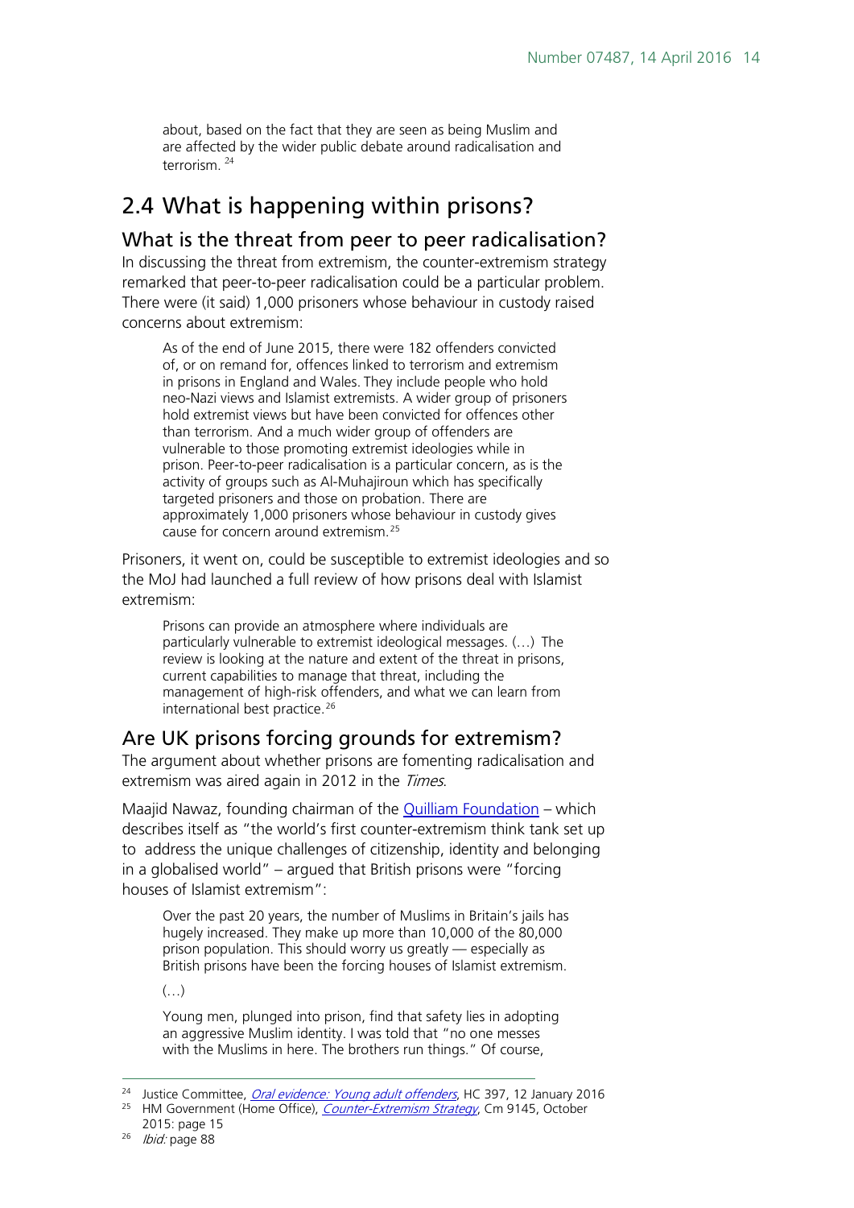about, based on the fact that they are seen as being Muslim and are affected by the wider public debate around radicalisation and terrorism.[24]

## 2.4 What is happening within prisons?

### What is the threat from peer to peer radicalisation?

In discussing the threat from extremism, the counter-extremism strategy remarked that peer-to-peer radicalisation could be a particular problem. There were (it said) 1,000 prisoners whose behaviour in custody raised concerns about extremism:

> As of the end of June 2015, there were 182 offenders convicted of, or on remand for, offences linked to terrorism and extremism in prisons in England and Wales. They include people who hold neo-Nazi views and Islamist extremists. A wider group of prisoners hold extremist views but have been convicted for offences other than terrorism. And a much wider group of offenders are vulnerable to those promoting extremist ideologies while in prison. Peer-to-peer radicalisation is a particular concern, as is the activity of groups such as Al-Muhajiroun which has specifically targeted prisoners and those on probation. There are approximately 1,000 prisoners whose behaviour in custody gives cause for concern around extremism.[25]

Prisoners, it went on, could be susceptible to extremist ideologies and so the MoJ had launched a full review of how prisons deal with Islamist extremism:

> Prisons can provide an atmosphere where individuals are particularly vulnerable to extremist ideological messages. (…) The review is looking at the nature and extent of the threat in prisons, current capabilities to manage that threat, including the management of high-risk offenders, and what we can learn from international best practice.[26]

### Are UK prisons forcing grounds for extremism?

The argument about whether prisons are fomenting radicalisation and extremism was aired again in 2012 in the *Times*.

Maajid Nawaz, founding chairman of the [Quilliam Foundation](#) – which describes itself as "the world's first counter-extremism think tank set up to address the unique challenges of citizenship, identity and belonging in a globalised world" – argued that British prisons were "forcing houses of Islamist extremism":

> Over the past 20 years, the number of Muslims in Britain's jails has hugely increased. They make up more than 10,000 of the 80,000 prison population. This should worry us greatly — especially as British prisons have been the forcing houses of Islamist extremism.
>
> (…)
>
> Young men, plunged into prison, find that safety lies in adopting an aggressive Muslim identity. I was told that "no one messes with the Muslims in here. The brothers run things." Of course,

---

[24] Justice Committee, *Oral evidence: Young adult offenders*, HC 397, 12 January 2016

[25] HM Government (Home Office), *Counter-Extremism Strategy*, Cm 9145, October 2015: page 15

[26] *Ibid:* page 88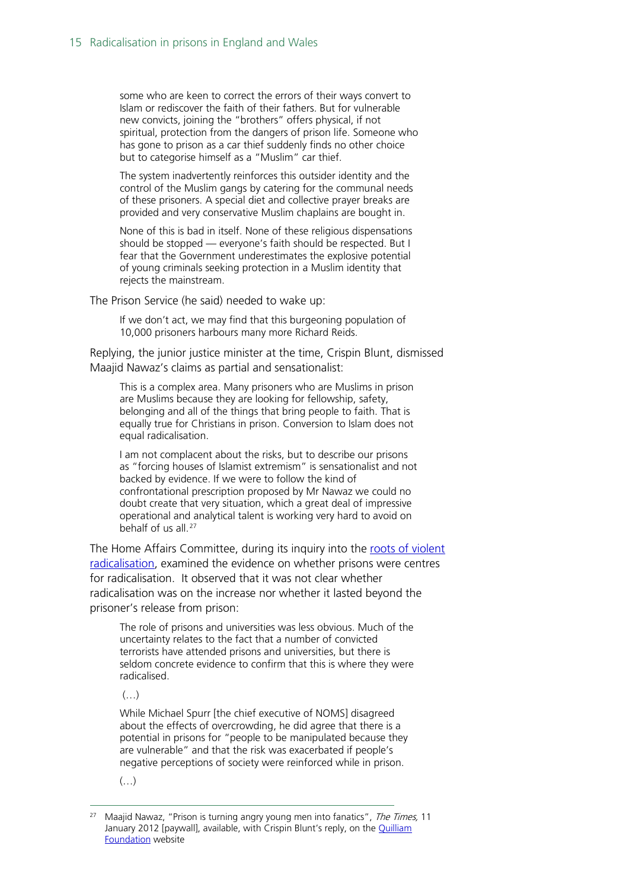> some who are keen to correct the errors of their ways convert to Islam or rediscover the faith of their fathers. But for vulnerable new convicts, joining the "brothers" offers physical, if not spiritual, protection from the dangers of prison life. Someone who has gone to prison as a car thief suddenly finds no other choice but to categorise himself as a "Muslim" car thief.
>
> The system inadvertently reinforces this outsider identity and the control of the Muslim gangs by catering for the communal needs of these prisoners. A special diet and collective prayer breaks are provided and very conservative Muslim chaplains are bought in.
>
> None of this is bad in itself. None of these religious dispensations should be stopped — everyone's faith should be respected. But I fear that the Government underestimates the explosive potential of young criminals seeking protection in a Muslim identity that rejects the mainstream.

The Prison Service (he said) needed to wake up:

> If we don't act, we may find that this burgeoning population of 10,000 prisoners harbours many more Richard Reids.

Replying, the junior justice minister at the time, Crispin Blunt, dismissed Maajid Nawaz's claims as partial and sensationalist:

> This is a complex area. Many prisoners who are Muslims in prison are Muslims because they are looking for fellowship, safety, belonging and all of the things that bring people to faith. That is equally true for Christians in prison. Conversion to Islam does not equal radicalisation.
>
> I am not complacent about the risks, but to describe our prisons as "forcing houses of Islamist extremism" is sensationalist and not backed by evidence. If we were to follow the kind of confrontational prescription proposed by Mr Nawaz we could no doubt create that very situation, which a great deal of impressive operational and analytical talent is working very hard to avoid on behalf of us all.[27]

The Home Affairs Committee, during its inquiry into the roots of violent radicalisation, examined the evidence on whether prisons were centres for radicalisation. It observed that it was not clear whether radicalisation was on the increase nor whether it lasted beyond the prisoner's release from prison:

> The role of prisons and universities was less obvious. Much of the uncertainty relates to the fact that a number of convicted terrorists have attended prisons and universities, but there is seldom concrete evidence to confirm that this is where they were radicalised.
>
> (…)
>
> While Michael Spurr [the chief executive of NOMS] disagreed about the effects of overcrowding, he did agree that there is a potential in prisons for "people to be manipulated because they are vulnerable" and that the risk was exacerbated if people's negative perceptions of society were reinforced while in prison.
>
> (…)

[27] Maajid Nawaz, "Prison is turning angry young men into fanatics", *The Times,* 11 January 2012 [paywall], available, with Crispin Blunt's reply, on the Quilliam Foundation website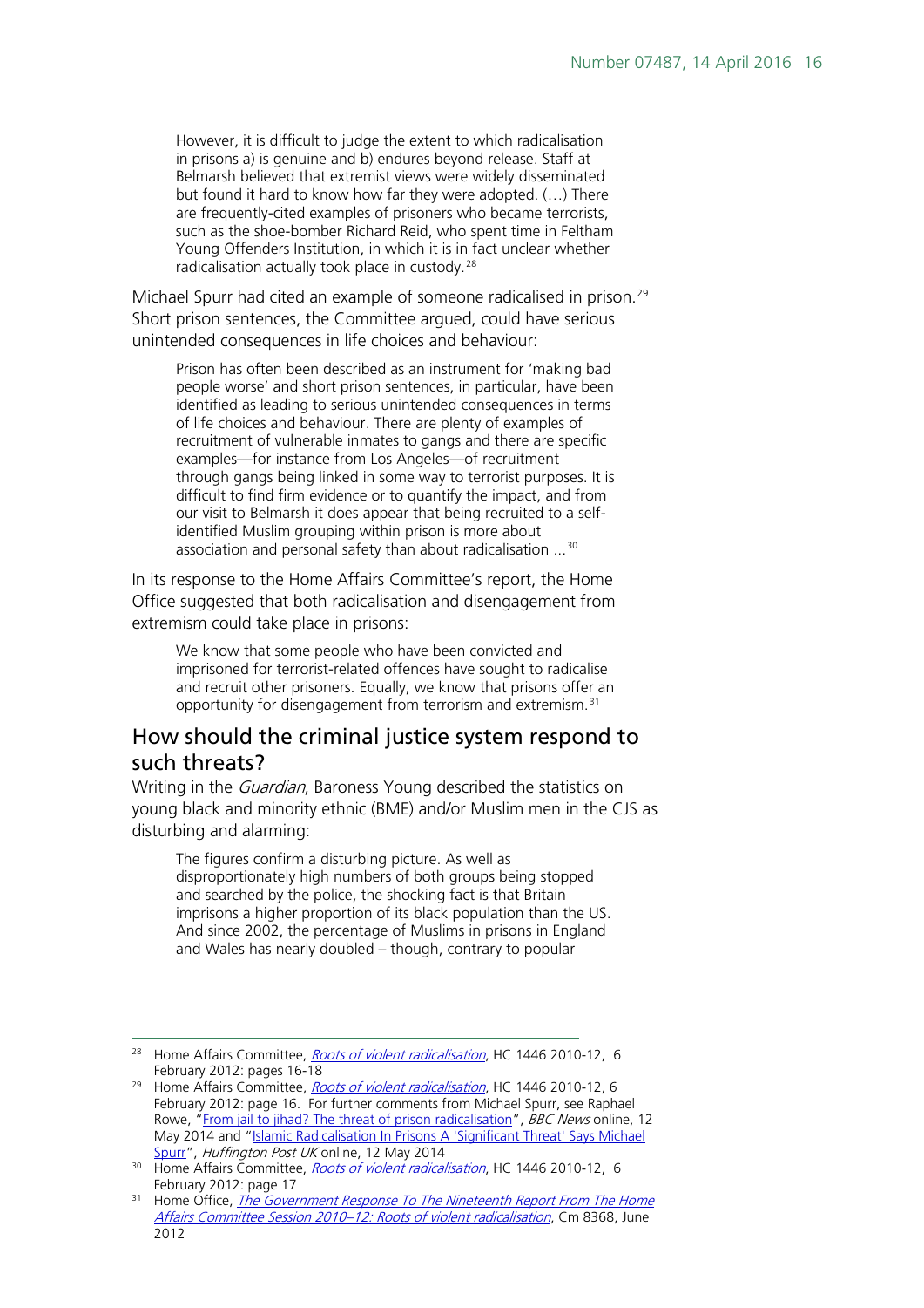> However, it is difficult to judge the extent to which radicalisation in prisons a) is genuine and b) endures beyond release. Staff at Belmarsh believed that extremist views were widely disseminated but found it hard to know how far they were adopted. (…) There are frequently-cited examples of prisoners who became terrorists, such as the shoe-bomber Richard Reid, who spent time in Feltham Young Offenders Institution, in which it is in fact unclear whether radicalisation actually took place in custody.[28]

Michael Spurr had cited an example of someone radicalised in prison.[29] Short prison sentences, the Committee argued, could have serious unintended consequences in life choices and behaviour:

> Prison has often been described as an instrument for 'making bad people worse' and short prison sentences, in particular, have been identified as leading to serious unintended consequences in terms of life choices and behaviour. There are plenty of examples of recruitment of vulnerable inmates to gangs and there are specific examples—for instance from Los Angeles—of recruitment through gangs being linked in some way to terrorist purposes. It is difficult to find firm evidence or to quantify the impact, and from our visit to Belmarsh it does appear that being recruited to a self-identified Muslim grouping within prison is more about association and personal safety than about radicalisation ...[30]

In its response to the Home Affairs Committee's report, the Home Office suggested that both radicalisation and disengagement from extremism could take place in prisons:

> We know that some people who have been convicted and imprisoned for terrorist-related offences have sought to radicalise and recruit other prisoners. Equally, we know that prisons offer an opportunity for disengagement from terrorism and extremism.[31]

## How should the criminal justice system respond to such threats?

Writing in the *Guardian*, Baroness Young described the statistics on young black and minority ethnic (BME) and/or Muslim men in the CJS as disturbing and alarming:

> The figures confirm a disturbing picture. As well as disproportionately high numbers of both groups being stopped and searched by the police, the shocking fact is that Britain imprisons a higher proportion of its black population than the US. And since 2002, the percentage of Muslims in prisons in England and Wales has nearly doubled – though, contrary to popular

---

[28] Home Affairs Committee, *Roots of violent radicalisation*, HC 1446 2010-12, 6 February 2012: pages 16-18

[29] Home Affairs Committee, *Roots of violent radicalisation*, HC 1446 2010-12, 6 February 2012: page 16. For further comments from Michael Spurr, see Raphael Rowe, "From jail to jihad? The threat of prison radicalisation", *BBC News* online, 12 May 2014 and "Islamic Radicalisation In Prisons A 'Significant Threat' Says Michael Spurr", *Huffington Post UK* online, 12 May 2014

[30] Home Affairs Committee, *Roots of violent radicalisation*, HC 1446 2010-12, 6 February 2012: page 17

[31] Home Office, *The Government Response To The Nineteenth Report From The Home Affairs Committee Session 2010–12: Roots of violent radicalisation*, Cm 8368, June 2012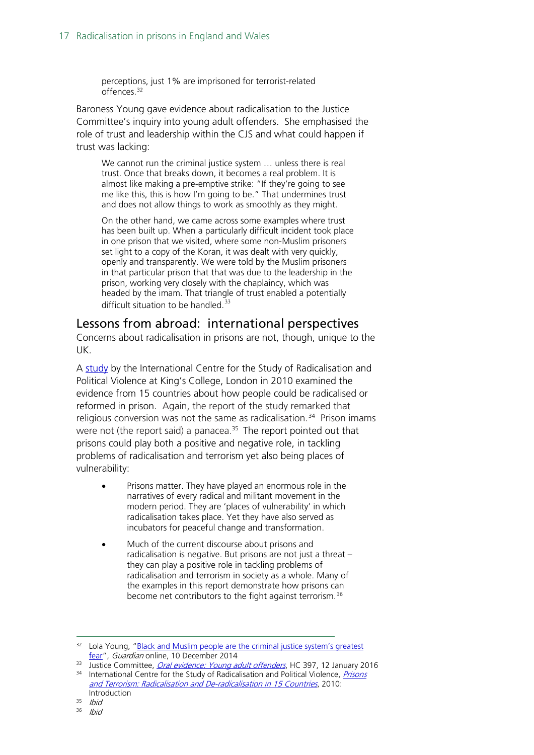> perceptions, just 1% are imprisoned for terrorist-related offences.[32]

Baroness Young gave evidence about radicalisation to the Justice Committee's inquiry into young adult offenders. She emphasised the role of trust and leadership within the CJS and what could happen if trust was lacking:

> We cannot run the criminal justice system … unless there is real trust. Once that breaks down, it becomes a real problem. It is almost like making a pre-emptive strike: "If they're going to see me like this, this is how I'm going to be." That undermines trust and does not allow things to work as smoothly as they might.
>
> On the other hand, we came across some examples where trust has been built up. When a particularly difficult incident took place in one prison that we visited, where some non-Muslim prisoners set light to a copy of the Koran, it was dealt with very quickly, openly and transparently. We were told by the Muslim prisoners in that particular prison that that was due to the leadership in the prison, working very closely with the chaplaincy, which was headed by the imam. That triangle of trust enabled a potentially difficult situation to be handled.[33]

## Lessons from abroad: international perspectives

Concerns about radicalisation in prisons are not, though, unique to the UK.

A study by the International Centre for the Study of Radicalisation and Political Violence at King's College, London in 2010 examined the evidence from 15 countries about how people could be radicalised or reformed in prison. Again, the report of the study remarked that religious conversion was not the same as radicalisation.[34] Prison imams were not (the report said) a panacea.[35] The report pointed out that prisons could play both a positive and negative role, in tackling problems of radicalisation and terrorism yet also being places of vulnerability:

> - Prisons matter. They have played an enormous role in the narratives of every radical and militant movement in the modern period. They are 'places of vulnerability' in which radicalisation takes place. Yet they have also served as incubators for peaceful change and transformation.
> - Much of the current discourse about prisons and radicalisation is negative. But prisons are not just a threat – they can play a positive role in tackling problems of radicalisation and terrorism in society as a whole. Many of the examples in this report demonstrate how prisons can become net contributors to the fight against terrorism.[36]

---

[32] Lola Young, "Black and Muslim people are the criminal justice system's greatest fear", *Guardian* online, 10 December 2014

[33] Justice Committee, *Oral evidence: Young adult offenders*, HC 397, 12 January 2016

[34] International Centre for the Study of Radicalisation and Political Violence, *Prisons and Terrorism: Radicalisation and De-radicalisation in 15 Countries*, 2010: Introduction

[35] *Ibid*

[36] *Ibid*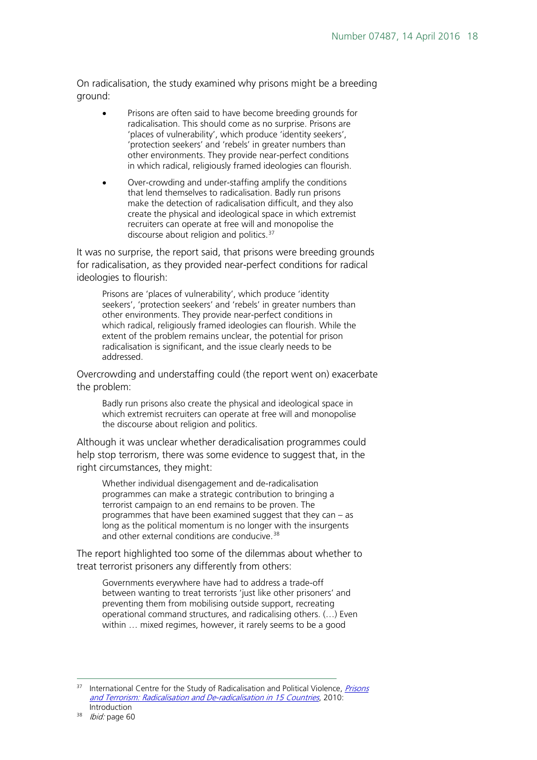On radicalisation, the study examined why prisons might be a breeding ground:

- Prisons are often said to have become breeding grounds for radicalisation. This should come as no surprise. Prisons are 'places of vulnerability', which produce 'identity seekers', 'protection seekers' and 'rebels' in greater numbers than other environments. They provide near-perfect conditions in which radical, religiously framed ideologies can flourish.
- Over-crowding and under-staffing amplify the conditions that lend themselves to radicalisation. Badly run prisons make the detection of radicalisation difficult, and they also create the physical and ideological space in which extremist recruiters can operate at free will and monopolise the discourse about religion and politics.[37]

It was no surprise, the report said, that prisons were breeding grounds for radicalisation, as they provided near-perfect conditions for radical ideologies to flourish:

> Prisons are 'places of vulnerability', which produce 'identity seekers', 'protection seekers' and 'rebels' in greater numbers than other environments. They provide near-perfect conditions in which radical, religiously framed ideologies can flourish. While the extent of the problem remains unclear, the potential for prison radicalisation is significant, and the issue clearly needs to be addressed.

Overcrowding and understaffing could (the report went on) exacerbate the problem:

> Badly run prisons also create the physical and ideological space in which extremist recruiters can operate at free will and monopolise the discourse about religion and politics.

Although it was unclear whether deradicalisation programmes could help stop terrorism, there was some evidence to suggest that, in the right circumstances, they might:

> Whether individual disengagement and de-radicalisation programmes can make a strategic contribution to bringing a terrorist campaign to an end remains to be proven. The programmes that have been examined suggest that they can – as long as the political momentum is no longer with the insurgents and other external conditions are conducive.[38]

The report highlighted too some of the dilemmas about whether to treat terrorist prisoners any differently from others:

> Governments everywhere have had to address a trade-off between wanting to treat terrorists 'just like other prisoners' and preventing them from mobilising outside support, recreating operational command structures, and radicalising others. (…) Even within … mixed regimes, however, it rarely seems to be a good

---

[37] International Centre for the Study of Radicalisation and Political Violence, *Prisons and Terrorism: Radicalisation and De-radicalisation in 15 Countries*, 2010: Introduction

[38] *Ibid:* page 60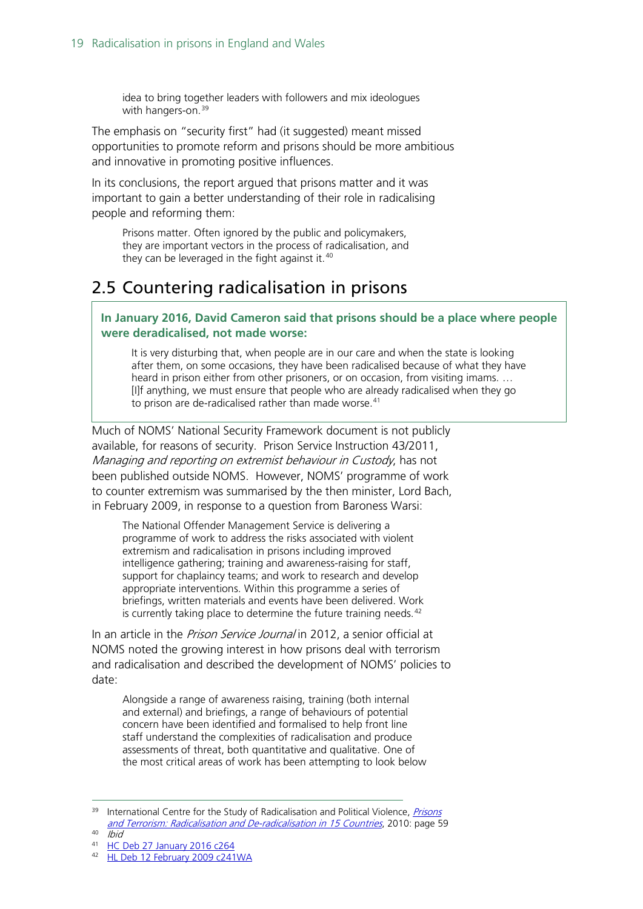> idea to bring together leaders with followers and mix ideologues with hangers-on.[39]

The emphasis on "security first" had (it suggested) meant missed opportunities to promote reform and prisons should be more ambitious and innovative in promoting positive influences.

In its conclusions, the report argued that prisons matter and it was important to gain a better understanding of their role in radicalising people and reforming them:

> Prisons matter. Often ignored by the public and policymakers, they are important vectors in the process of radicalisation, and they can be leveraged in the fight against it.[40]

## 2.5 Countering radicalisation in prisons

**In January 2016, David Cameron said that prisons should be a place where people were deradicalised, not made worse:**

> It is very disturbing that, when people are in our care and when the state is looking after them, on some occasions, they have been radicalised because of what they have heard in prison either from other prisoners, or on occasion, from visiting imams. … [I]f anything, we must ensure that people who are already radicalised when they go to prison are de-radicalised rather than made worse.[41]

Much of NOMS' National Security Framework document is not publicly available, for reasons of security. Prison Service Instruction 43/2011, *Managing and reporting on extremist behaviour in Custody*, has not been published outside NOMS. However, NOMS' programme of work to counter extremism was summarised by the then minister, Lord Bach, in February 2009, in response to a question from Baroness Warsi:

> The National Offender Management Service is delivering a programme of work to address the risks associated with violent extremism and radicalisation in prisons including improved intelligence gathering; training and awareness-raising for staff, support for chaplaincy teams; and work to research and develop appropriate interventions. Within this programme a series of briefings, written materials and events have been delivered. Work is currently taking place to determine the future training needs.[42]

In an article in the *Prison Service Journal* in 2012, a senior official at NOMS noted the growing interest in how prisons deal with terrorism and radicalisation and described the development of NOMS' policies to date:

> Alongside a range of awareness raising, training (both internal and external) and briefings, a range of behaviours of potential concern have been identified and formalised to help front line staff understand the complexities of radicalisation and produce assessments of threat, both quantitative and qualitative. One of the most critical areas of work has been attempting to look below

---

[39] International Centre for the Study of Radicalisation and Political Violence, *Prisons and Terrorism: Radicalisation and De-radicalisation in 15 Countries*, 2010: page 59

[40] *Ibid*

[41] HC Deb 27 January 2016 c264

[42] HL Deb 12 February 2009 c241WA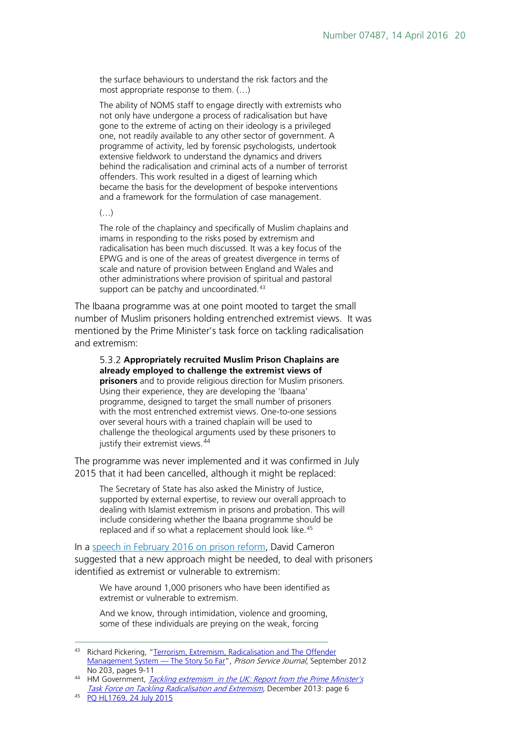> the surface behaviours to understand the risk factors and the most appropriate response to them. (…)
>
> The ability of NOMS staff to engage directly with extremists who not only have undergone a process of radicalisation but have gone to the extreme of acting on their ideology is a privileged one, not readily available to any other sector of government. A programme of activity, led by forensic psychologists, undertook extensive fieldwork to understand the dynamics and drivers behind the radicalisation and criminal acts of a number of terrorist offenders. This work resulted in a digest of learning which became the basis for the development of bespoke interventions and a framework for the formulation of case management.
>
> (…)
>
> The role of the chaplaincy and specifically of Muslim chaplains and imams in responding to the risks posed by extremism and radicalisation has been much discussed. It was a key focus of the EPWG and is one of the areas of greatest divergence in terms of scale and nature of provision between England and Wales and other administrations where provision of spiritual and pastoral support can be patchy and uncoordinated.[43]

The Ibaana programme was at one point mooted to target the small number of Muslim prisoners holding entrenched extremist views. It was mentioned by the Prime Minister's task force on tackling radicalisation and extremism:

> 5.3.2 **Appropriately recruited Muslim Prison Chaplains are already employed to challenge the extremist views of prisoners** and to provide religious direction for Muslim prisoners. Using their experience, they are developing the 'Ibaana' programme, designed to target the small number of prisoners with the most entrenched extremist views. One-to-one sessions over several hours with a trained chaplain will be used to challenge the theological arguments used by these prisoners to justify their extremist views.[44]

The programme was never implemented and it was confirmed in July 2015 that it had been cancelled, although it might be replaced:

> The Secretary of State has also asked the Ministry of Justice, supported by external expertise, to review our overall approach to dealing with Islamist extremism in prisons and probation. This will include considering whether the Ibaana programme should be replaced and if so what a replacement should look like.[45]

In a speech in February 2016 on prison reform, David Cameron suggested that a new approach might be needed, to deal with prisoners identified as extremist or vulnerable to extremism:

> We have around 1,000 prisoners who have been identified as extremist or vulnerable to extremism.
>
> And we know, through intimidation, violence and grooming, some of these individuals are preying on the weak, forcing

---

43 Richard Pickering, "Terrorism, Extremism, Radicalisation and The Offender Management System — The Story So Far", *Prison Service Journal*, September 2012 No 203, pages 9-11

44 HM Government, *Tackling extremism in the UK: Report from the Prime Minister's Task Force on Tackling Radicalisation and Extremism*, December 2013: page 6

45 PQ HL1769, 24 July 2015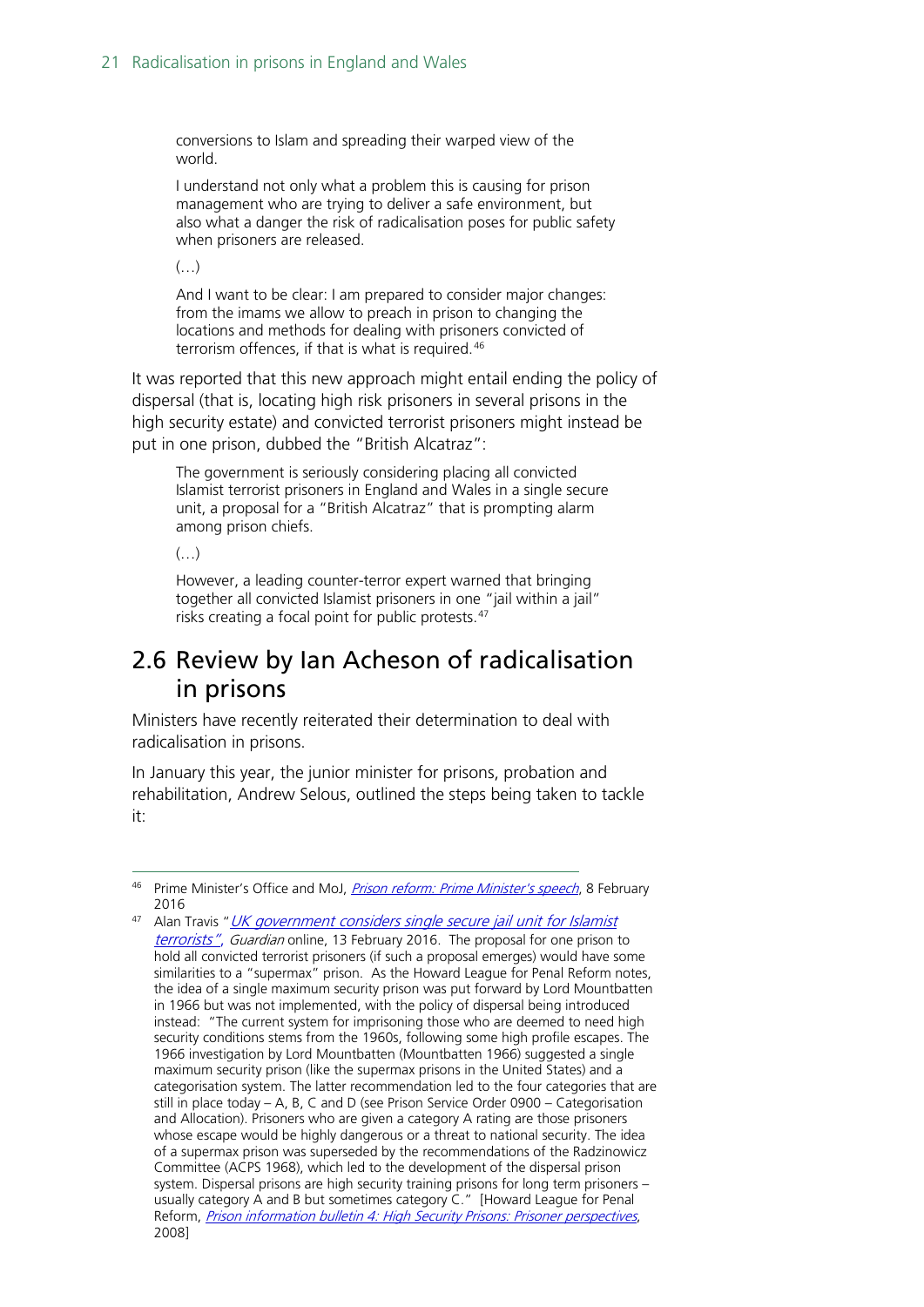> conversions to Islam and spreading their warped view of the world.
>
> I understand not only what a problem this is causing for prison management who are trying to deliver a safe environment, but also what a danger the risk of radicalisation poses for public safety when prisoners are released.
>
> (…)
>
> And I want to be clear: I am prepared to consider major changes: from the imams we allow to preach in prison to changing the locations and methods for dealing with prisoners convicted of terrorism offences, if that is what is required.[46]

It was reported that this new approach might entail ending the policy of dispersal (that is, locating high risk prisoners in several prisons in the high security estate) and convicted terrorist prisoners might instead be put in one prison, dubbed the "British Alcatraz":

> The government is seriously considering placing all convicted Islamist terrorist prisoners in England and Wales in a single secure unit, a proposal for a "British Alcatraz" that is prompting alarm among prison chiefs.
>
> (…)
>
> However, a leading counter-terror expert warned that bringing together all convicted Islamist prisoners in one "jail within a jail" risks creating a focal point for public protests.[47]

## 2.6 Review by Ian Acheson of radicalisation in prisons

Ministers have recently reiterated their determination to deal with radicalisation in prisons.

In January this year, the junior minister for prisons, probation and rehabilitation, Andrew Selous, outlined the steps being taken to tackle it:

---

[46] Prime Minister's Office and MoJ, *Prison reform: Prime Minister's speech*, 8 February 2016

[47] Alan Travis "*UK government considers single secure jail unit for Islamist terrorists*", *Guardian* online, 13 February 2016. The proposal for one prison to hold all convicted terrorist prisoners (if such a proposal emerges) would have some similarities to a "supermax" prison. As the Howard League for Penal Reform notes, the idea of a single maximum security prison was put forward by Lord Mountbatten in 1966 but was not implemented, with the policy of dispersal being introduced instead: "The current system for imprisoning those who are deemed to need high security conditions stems from the 1960s, following some high profile escapes. The 1966 investigation by Lord Mountbatten (Mountbatten 1966) suggested a single maximum security prison (like the supermax prisons in the United States) and a categorisation system. The latter recommendation led to the four categories that are still in place today – A, B, C and D (see Prison Service Order 0900 – Categorisation and Allocation). Prisoners who are given a category A rating are those prisoners whose escape would be highly dangerous or a threat to national security. The idea of a supermax prison was superseded by the recommendations of the Radzinowicz Committee (ACPS 1968), which led to the development of the dispersal prison system. Dispersal prisons are high security training prisons for long term prisoners – usually category A and B but sometimes category C." [Howard League for Penal Reform, *Prison information bulletin 4: High Security Prisons: Prisoner perspectives*, 2008]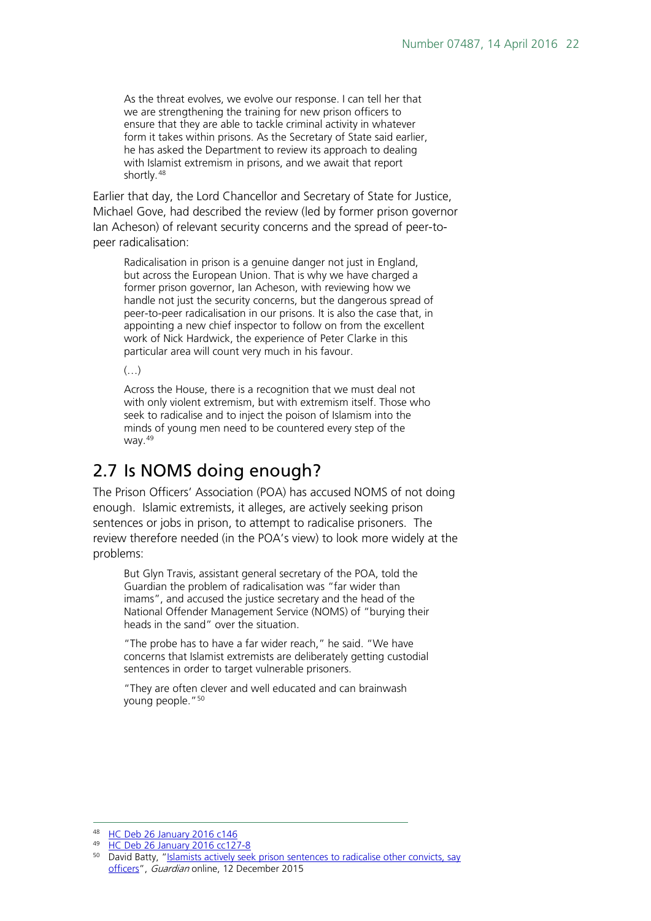> As the threat evolves, we evolve our response. I can tell her that we are strengthening the training for new prison officers to ensure that they are able to tackle criminal activity in whatever form it takes within prisons. As the Secretary of State said earlier, he has asked the Department to review its approach to dealing with Islamist extremism in prisons, and we await that report shortly.[48]

Earlier that day, the Lord Chancellor and Secretary of State for Justice, Michael Gove, had described the review (led by former prison governor Ian Acheson) of relevant security concerns and the spread of peer-to-peer radicalisation:

> Radicalisation in prison is a genuine danger not just in England, but across the European Union. That is why we have charged a former prison governor, Ian Acheson, with reviewing how we handle not just the security concerns, but the dangerous spread of peer-to-peer radicalisation in our prisons. It is also the case that, in appointing a new chief inspector to follow on from the excellent work of Nick Hardwick, the experience of Peter Clarke in this particular area will count very much in his favour.
>
> (…)
>
> Across the House, there is a recognition that we must deal not with only violent extremism, but with extremism itself. Those who seek to radicalise and to inject the poison of Islamism into the minds of young men need to be countered every step of the way.[49]

## 2.7 Is NOMS doing enough?

The Prison Officers' Association (POA) has accused NOMS of not doing enough. Islamic extremists, it alleges, are actively seeking prison sentences or jobs in prison, to attempt to radicalise prisoners. The review therefore needed (in the POA's view) to look more widely at the problems:

> But Glyn Travis, assistant general secretary of the POA, told the Guardian the problem of radicalisation was "far wider than imams", and accused the justice secretary and the head of the National Offender Management Service (NOMS) of "burying their heads in the sand" over the situation.
>
> "The probe has to have a far wider reach," he said. "We have concerns that Islamist extremists are deliberately getting custodial sentences in order to target vulnerable prisoners.
>
> "They are often clever and well educated and can brainwash young people."[50]

---

[48] HC Deb 26 January 2016 c146

[49] HC Deb 26 January 2016 cc127-8

[50] David Batty, "Islamists actively seek prison sentences to radicalise other convicts, say officers", *Guardian* online, 12 December 2015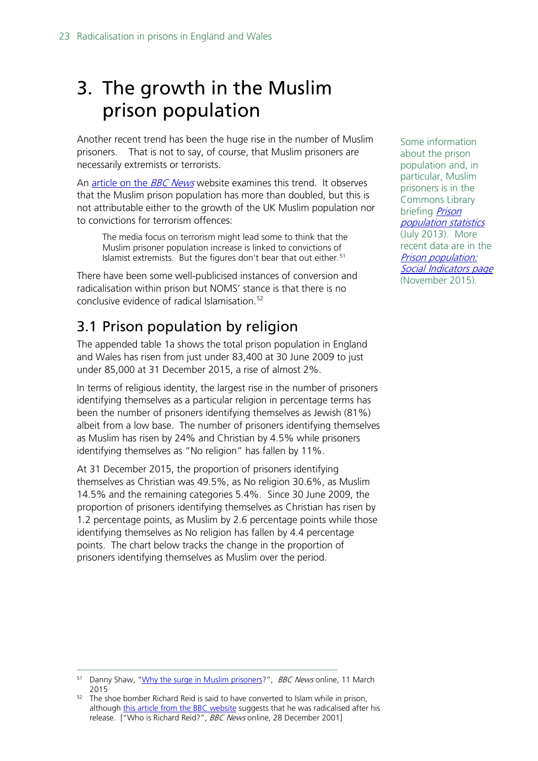# 3. The growth in the Muslim prison population

Another recent trend has been the huge rise in the number of Muslim prisoners. That is not to say, of course, that Muslim prisoners are necessarily extremists or terrorists.

Some information about the prison population and, in particular, Muslim prisoners is in the Commons Library briefing *Prison population statistics* (July 2013). More recent data are in the *Prison population: Social Indicators page* (November 2015).

An article on the *BBC News* website examines this trend. It observes that the Muslim prison population has more than doubled, but this is not attributable either to the growth of the UK Muslim population nor to convictions for terrorism offences:

> The media focus on terrorism might lead some to think that the Muslim prisoner population increase is linked to convictions of Islamist extremists. But the figures don't bear that out either.[51]

There have been some well-publicised instances of conversion and radicalisation within prison but NOMS' stance is that there is no conclusive evidence of radical Islamisation.[52]

## 3.1 Prison population by religion

The appended table 1a shows the total prison population in England and Wales has risen from just under 83,400 at 30 June 2009 to just under 85,000 at 31 December 2015, a rise of almost 2%.

In terms of religious identity, the largest rise in the number of prisoners identifying themselves as a particular religion in percentage terms has been the number of prisoners identifying themselves as Jewish (81%) albeit from a low base. The number of prisoners identifying themselves as Muslim has risen by 24% and Christian by 4.5% while prisoners identifying themselves as "No religion" has fallen by 11%.

At 31 December 2015, the proportion of prisoners identifying themselves as Christian was 49.5%, as No religion 30.6%, as Muslim 14.5% and the remaining categories 5.4%. Since 30 June 2009, the proportion of prisoners identifying themselves as Christian has risen by 1.2 percentage points, as Muslim by 2.6 percentage points while those identifying themselves as No religion has fallen by 4.4 percentage points. The chart below tracks the change in the proportion of prisoners identifying themselves as Muslim over the period.

---

[51] Danny Shaw, "Why the surge in Muslim prisoners?", *BBC News* online, 11 March 2015

[52] The shoe bomber Richard Reid is said to have converted to Islam while in prison, although this article from the BBC website suggests that he was radicalised after his release. ["Who is Richard Reid?", *BBC News* online, 28 December 2001]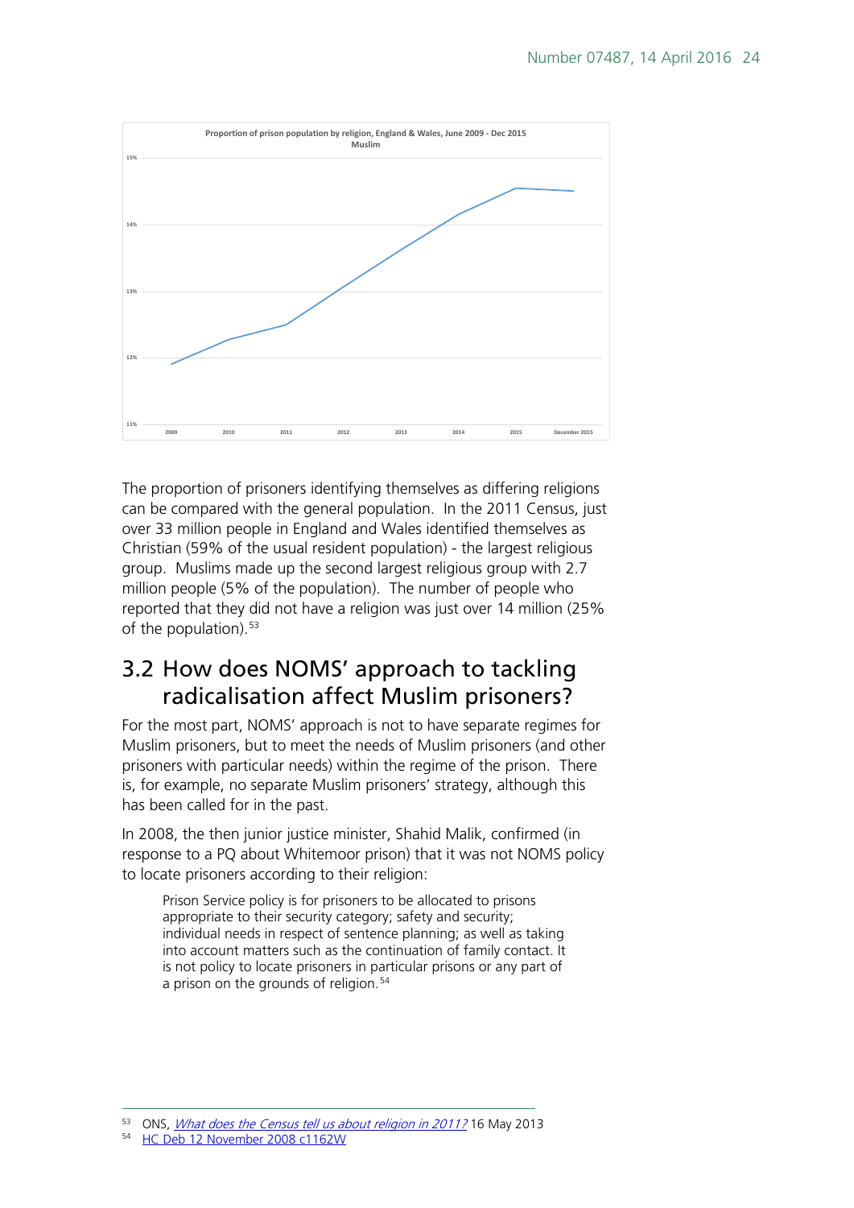Proportion of prison population by religion, England & Wales, June 2009 - Dec 2015

Muslim

The proportion of prisoners identifying themselves as differing religions can be compared with the general population. In the 2011 Census, just over 33 million people in England and Wales identified themselves as Christian (59% of the usual resident population) - the largest religious group. Muslims made up the second largest religious group with 2.7 million people (5% of the population). The number of people who reported that they did not have a religion was just over 14 million (25% of the population).[53]

## 3.2 How does NOMS' approach to tackling radicalisation affect Muslim prisoners?

For the most part, NOMS' approach is not to have separate regimes for Muslim prisoners, but to meet the needs of Muslim prisoners (and other prisoners with particular needs) within the regime of the prison. There is, for example, no separate Muslim prisoners' strategy, although this has been called for in the past.

In 2008, the then junior justice minister, Shahid Malik, confirmed (in response to a PQ about Whitemoor prison) that it was not NOMS policy to locate prisoners according to their religion:

> Prison Service policy is for prisoners to be allocated to prisons appropriate to their security category; safety and security; individual needs in respect of sentence planning; as well as taking into account matters such as the continuation of family contact. It is not policy to locate prisoners in particular prisons or any part of a prison on the grounds of religion.[54]

---

[53] ONS, *What does the Census tell us about religion in 2011?* 16 May 2013

[54] HC Deb 12 November 2008 c1162W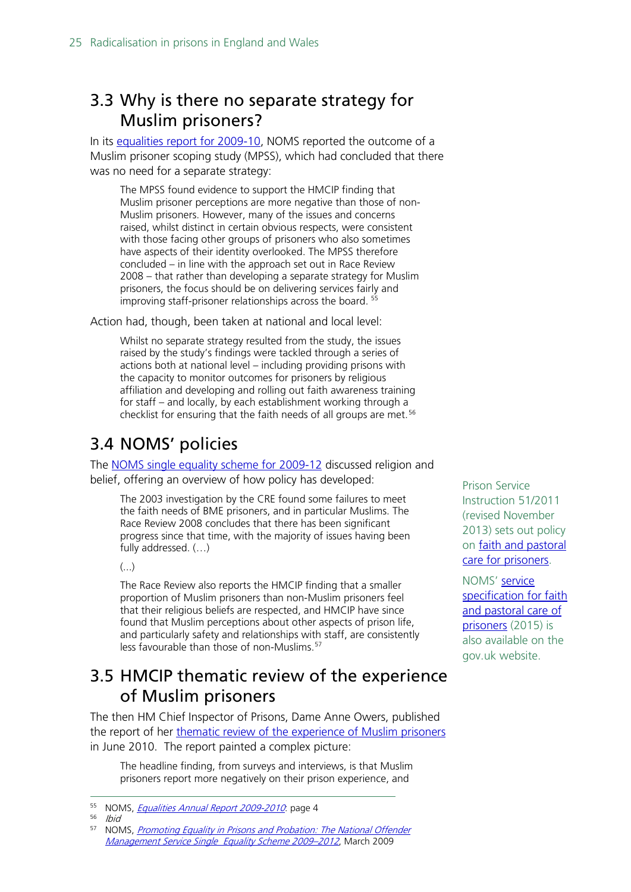## 3.3 Why is there no separate strategy for Muslim prisoners?

In its equalities report for 2009-10, NOMS reported the outcome of a Muslim prisoner scoping study (MPSS), which had concluded that there was no need for a separate strategy:

> The MPSS found evidence to support the HMCIP finding that Muslim prisoner perceptions are more negative than those of non-Muslim prisoners. However, many of the issues and concerns raised, whilst distinct in certain obvious respects, were consistent with those facing other groups of prisoners who also sometimes have aspects of their identity overlooked. The MPSS therefore concluded – in line with the approach set out in Race Review 2008 – that rather than developing a separate strategy for Muslim prisoners, the focus should be on delivering services fairly and improving staff-prisoner relationships across the board. [55]

Action had, though, been taken at national and local level:

> Whilst no separate strategy resulted from the study, the issues raised by the study's findings were tackled through a series of actions both at national level – including providing prisons with the capacity to monitor outcomes for prisoners by religious affiliation and developing and rolling out faith awareness training for staff – and locally, by each establishment working through a checklist for ensuring that the faith needs of all groups are met. [56]

## 3.4 NOMS' policies

The NOMS single equality scheme for 2009-12 discussed religion and belief, offering an overview of how policy has developed:

> The 2003 investigation by the CRE found some failures to meet the faith needs of BME prisoners, and in particular Muslims. The Race Review 2008 concludes that there has been significant progress since that time, with the majority of issues having been fully addressed. (…)
>
> (…)
>
> The Race Review also reports the HMCIP finding that a smaller proportion of Muslim prisoners than non-Muslim prisoners feel that their religious beliefs are respected, and HMCIP have since found that Muslim perceptions about other aspects of prison life, and particularly safety and relationships with staff, are consistently less favourable than those of non-Muslims. [57]

Prison Service Instruction 51/2011 (revised November 2013) sets out policy on faith and pastoral care for prisoners.

NOMS' service specification for faith and pastoral care of prisoners (2015) is also available on the gov.uk website.

## 3.5 HMCIP thematic review of the experience of Muslim prisoners

The then HM Chief Inspector of Prisons, Dame Anne Owers, published the report of her thematic review of the experience of Muslim prisoners in June 2010. The report painted a complex picture:

> The headline finding, from surveys and interviews, is that Muslim prisoners report more negatively on their prison experience, and

---

[55] NOMS, *Equalities Annual Report 2009-2010*: page 4

[56] *Ibid*

[57] NOMS, *Promoting Equality in Prisons and Probation: The National Offender Management Service Single Equality Scheme 2009–2012*, March 2009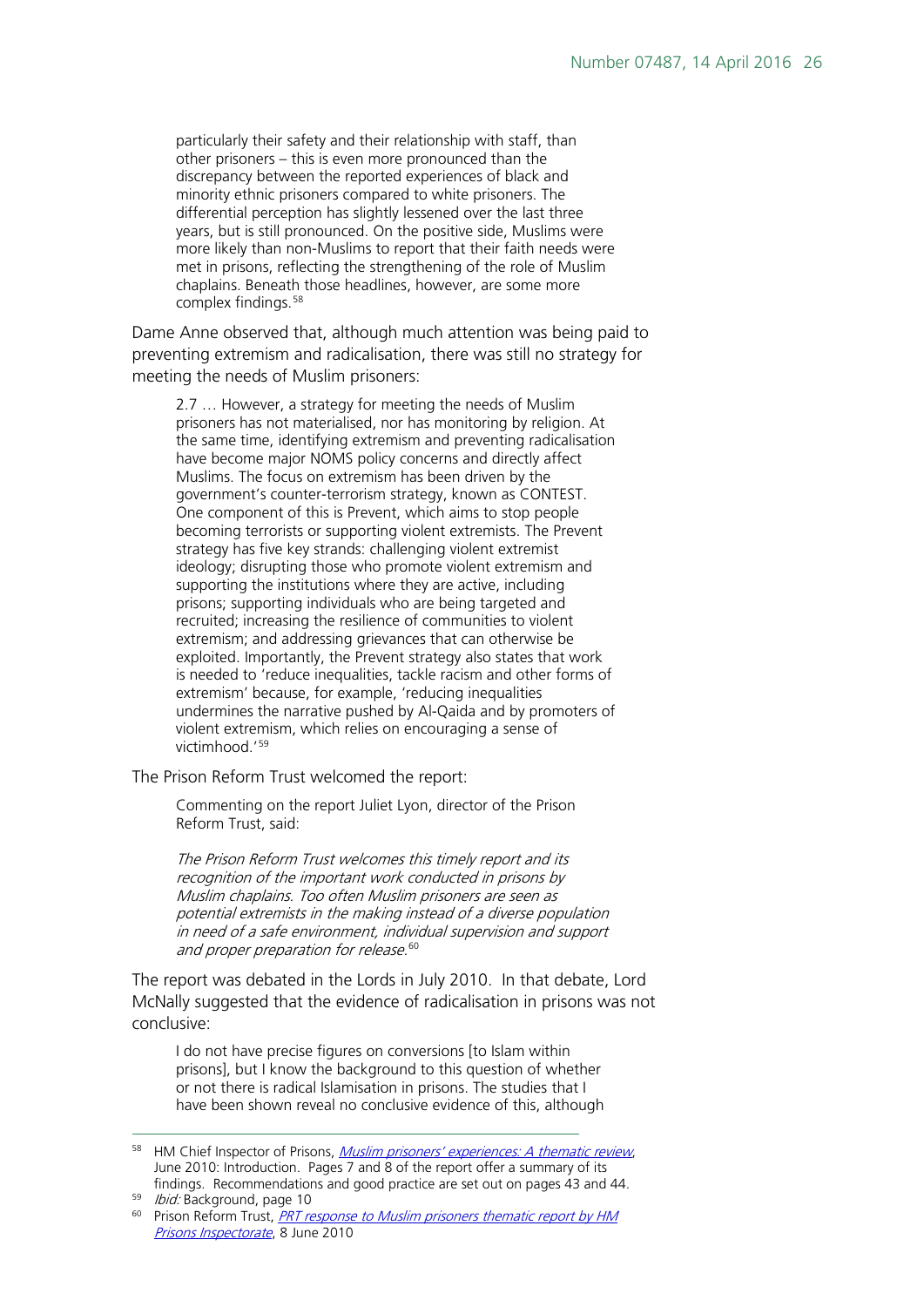> particularly their safety and their relationship with staff, than other prisoners – this is even more pronounced than the discrepancy between the reported experiences of black and minority ethnic prisoners compared to white prisoners. The differential perception has slightly lessened over the last three years, but is still pronounced. On the positive side, Muslims were more likely than non-Muslims to report that their faith needs were met in prisons, reflecting the strengthening of the role of Muslim chaplains. Beneath those headlines, however, are some more complex findings.[58]

Dame Anne observed that, although much attention was being paid to preventing extremism and radicalisation, there was still no strategy for meeting the needs of Muslim prisoners:

> 2.7 … However, a strategy for meeting the needs of Muslim prisoners has not materialised, nor has monitoring by religion. At the same time, identifying extremism and preventing radicalisation have become major NOMS policy concerns and directly affect Muslims. The focus on extremism has been driven by the government's counter-terrorism strategy, known as CONTEST. One component of this is Prevent, which aims to stop people becoming terrorists or supporting violent extremists. The Prevent strategy has five key strands: challenging violent extremist ideology; disrupting those who promote violent extremism and supporting the institutions where they are active, including prisons; supporting individuals who are being targeted and recruited; increasing the resilience of communities to violent extremism; and addressing grievances that can otherwise be exploited. Importantly, the Prevent strategy also states that work is needed to 'reduce inequalities, tackle racism and other forms of extremism' because, for example, 'reducing inequalities undermines the narrative pushed by Al-Qaida and by promoters of violent extremism, which relies on encouraging a sense of victimhood.'[59]

The Prison Reform Trust welcomed the report:

> Commenting on the report Juliet Lyon, director of the Prison Reform Trust, said:
>
> *The Prison Reform Trust welcomes this timely report and its recognition of the important work conducted in prisons by Muslim chaplains. Too often Muslim prisoners are seen as potential extremists in the making instead of a diverse population in need of a safe environment, individual supervision and support and proper preparation for release.*[60]

The report was debated in the Lords in July 2010. In that debate, Lord McNally suggested that the evidence of radicalisation in prisons was not conclusive:

> I do not have precise figures on conversions [to Islam within prisons], but I know the background to this question of whether or not there is radical Islamisation in prisons. The studies that I have been shown reveal no conclusive evidence of this, although

---

[58] HM Chief Inspector of Prisons, *Muslim prisoners' experiences: A thematic review*, June 2010: Introduction. Pages 7 and 8 of the report offer a summary of its findings. Recommendations and good practice are set out on pages 43 and 44.

[59] *Ibid:* Background, page 10

[60] Prison Reform Trust, *PRT response to Muslim prisoners thematic report by HM Prisons Inspectorate*, 8 June 2010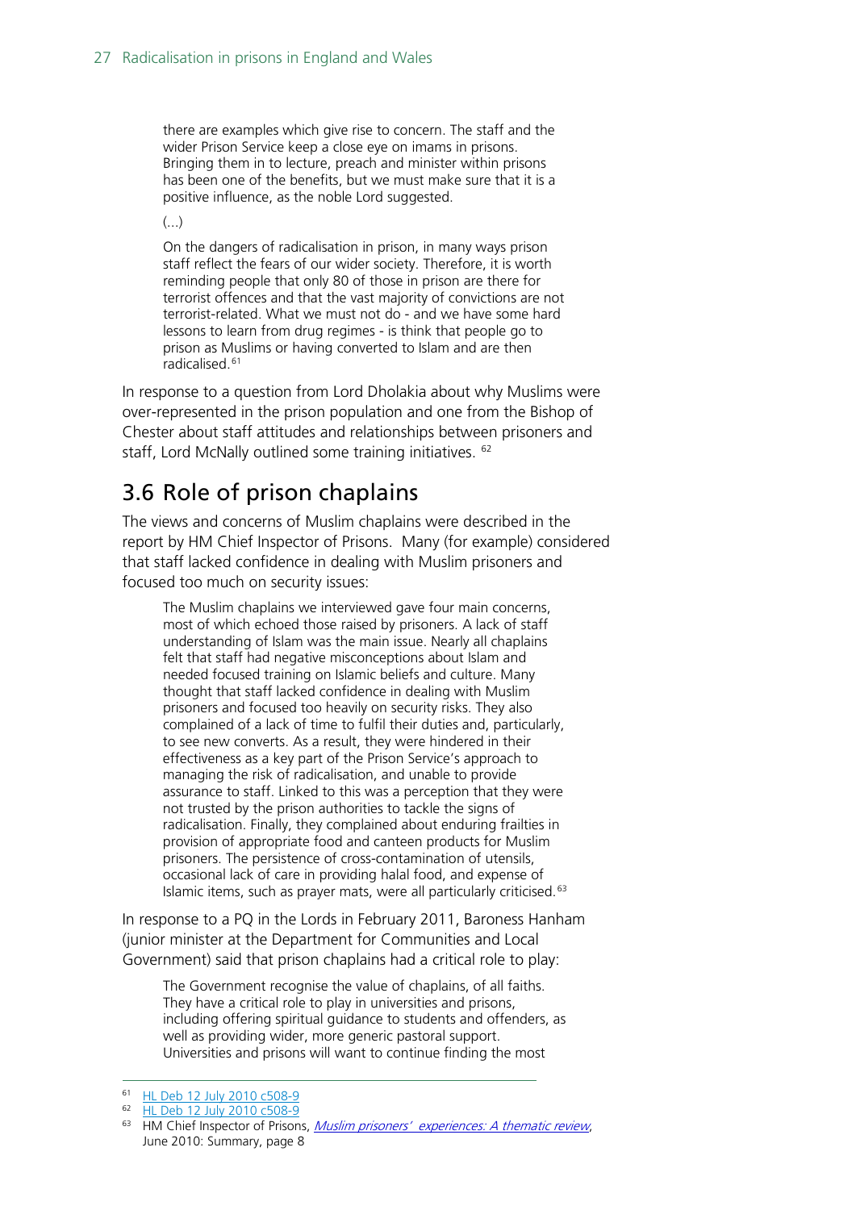> there are examples which give rise to concern. The staff and the wider Prison Service keep a close eye on imams in prisons. Bringing them in to lecture, preach and minister within prisons has been one of the benefits, but we must make sure that it is a positive influence, as the noble Lord suggested.
>
> (...)
>
> On the dangers of radicalisation in prison, in many ways prison staff reflect the fears of our wider society. Therefore, it is worth reminding people that only 80 of those in prison are there for terrorist offences and that the vast majority of convictions are not terrorist-related. What we must not do - and we have some hard lessons to learn from drug regimes - is think that people go to prison as Muslims or having converted to Islam and are then radicalised.[61]

In response to a question from Lord Dholakia about why Muslims were over-represented in the prison population and one from the Bishop of Chester about staff attitudes and relationships between prisoners and staff, Lord McNally outlined some training initiatives. [62]

## 3.6 Role of prison chaplains

The views and concerns of Muslim chaplains were described in the report by HM Chief Inspector of Prisons. Many (for example) considered that staff lacked confidence in dealing with Muslim prisoners and focused too much on security issues:

> The Muslim chaplains we interviewed gave four main concerns, most of which echoed those raised by prisoners. A lack of staff understanding of Islam was the main issue. Nearly all chaplains felt that staff had negative misconceptions about Islam and needed focused training on Islamic beliefs and culture. Many thought that staff lacked confidence in dealing with Muslim prisoners and focused too heavily on security risks. They also complained of a lack of time to fulfil their duties and, particularly, to see new converts. As a result, they were hindered in their effectiveness as a key part of the Prison Service's approach to managing the risk of radicalisation, and unable to provide assurance to staff. Linked to this was a perception that they were not trusted by the prison authorities to tackle the signs of radicalisation. Finally, they complained about enduring frailties in provision of appropriate food and canteen products for Muslim prisoners. The persistence of cross-contamination of utensils, occasional lack of care in providing halal food, and expense of Islamic items, such as prayer mats, were all particularly criticised.[63]

In response to a PQ in the Lords in February 2011, Baroness Hanham (junior minister at the Department for Communities and Local Government) said that prison chaplains had a critical role to play:

> The Government recognise the value of chaplains, of all faiths. They have a critical role to play in universities and prisons, including offering spiritual guidance to students and offenders, as well as providing wider, more generic pastoral support. Universities and prisons will want to continue finding the most

---

[61] HL Deb 12 July 2010 c508-9

[62] HL Deb 12 July 2010 c508-9

[63] HM Chief Inspector of Prisons, *Muslim prisoners' experiences: A thematic review*, June 2010: Summary, page 8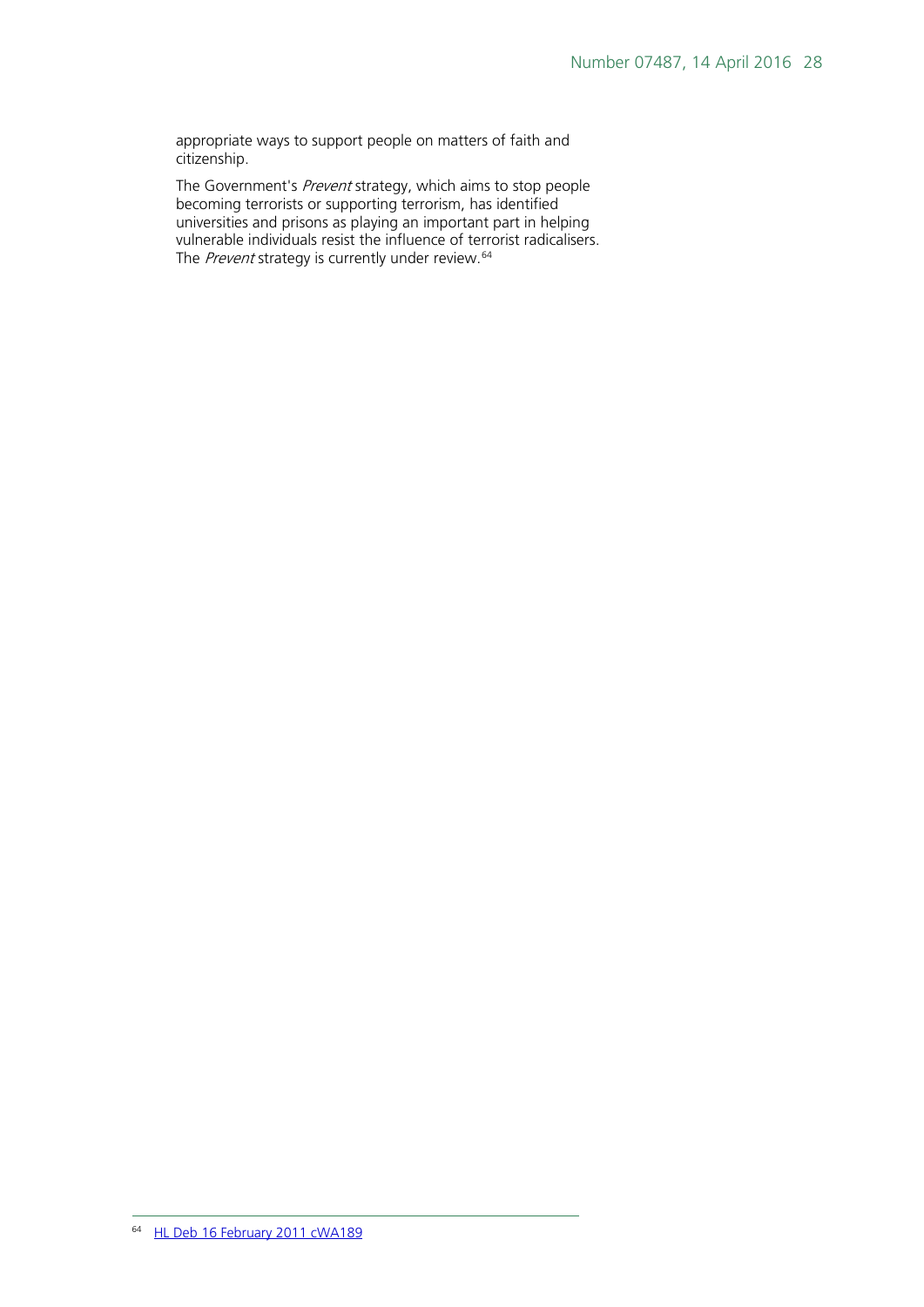appropriate ways to support people on matters of faith and citizenship.

The Government's *Prevent* strategy, which aims to stop people becoming terrorists or supporting terrorism, has identified universities and prisons as playing an important part in helping vulnerable individuals resist the influence of terrorist radicalisers. The *Prevent* strategy is currently under review.[64]

---

[64] HL Deb 16 February 2011 cWA189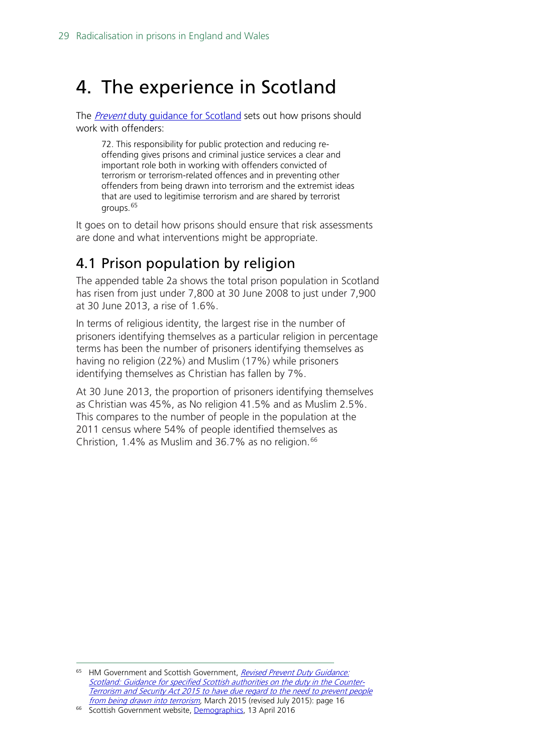# 4. The experience in Scotland

The *Prevent* duty guidance for Scotland sets out how prisons should work with offenders:

> 72. This responsibility for public protection and reducing re-offending gives prisons and criminal justice services a clear and important role both in working with offenders convicted of terrorism or terrorism-related offences and in preventing other offenders from being drawn into terrorism and the extremist ideas that are used to legitimise terrorism and are shared by terrorist groups.[65]

It goes on to detail how prisons should ensure that risk assessments are done and what interventions might be appropriate.

## 4.1 Prison population by religion

The appended table 2a shows the total prison population in Scotland has risen from just under 7,800 at 30 June 2008 to just under 7,900 at 30 June 2013, a rise of 1.6%.

In terms of religious identity, the largest rise in the number of prisoners identifying themselves as a particular religion in percentage terms has been the number of prisoners identifying themselves as having no religion (22%) and Muslim (17%) while prisoners identifying themselves as Christian has fallen by 7%.

At 30 June 2013, the proportion of prisoners identifying themselves as Christian was 45%, as No religion 41.5% and as Muslim 2.5%. This compares to the number of people in the population at the 2011 census where 54% of people identified themselves as Christion, 1.4% as Muslim and 36.7% as no religion.[66]

---

[65] HM Government and Scottish Government, *Revised Prevent Duty Guidance: Scotland: Guidance for specified Scottish authorities on the duty in the Counter-Terrorism and Security Act 2015 to have due regard to the need to prevent people from being drawn into terrorism*, March 2015 (revised July 2015): page 16

[66] Scottish Government website, Demographics, 13 April 2016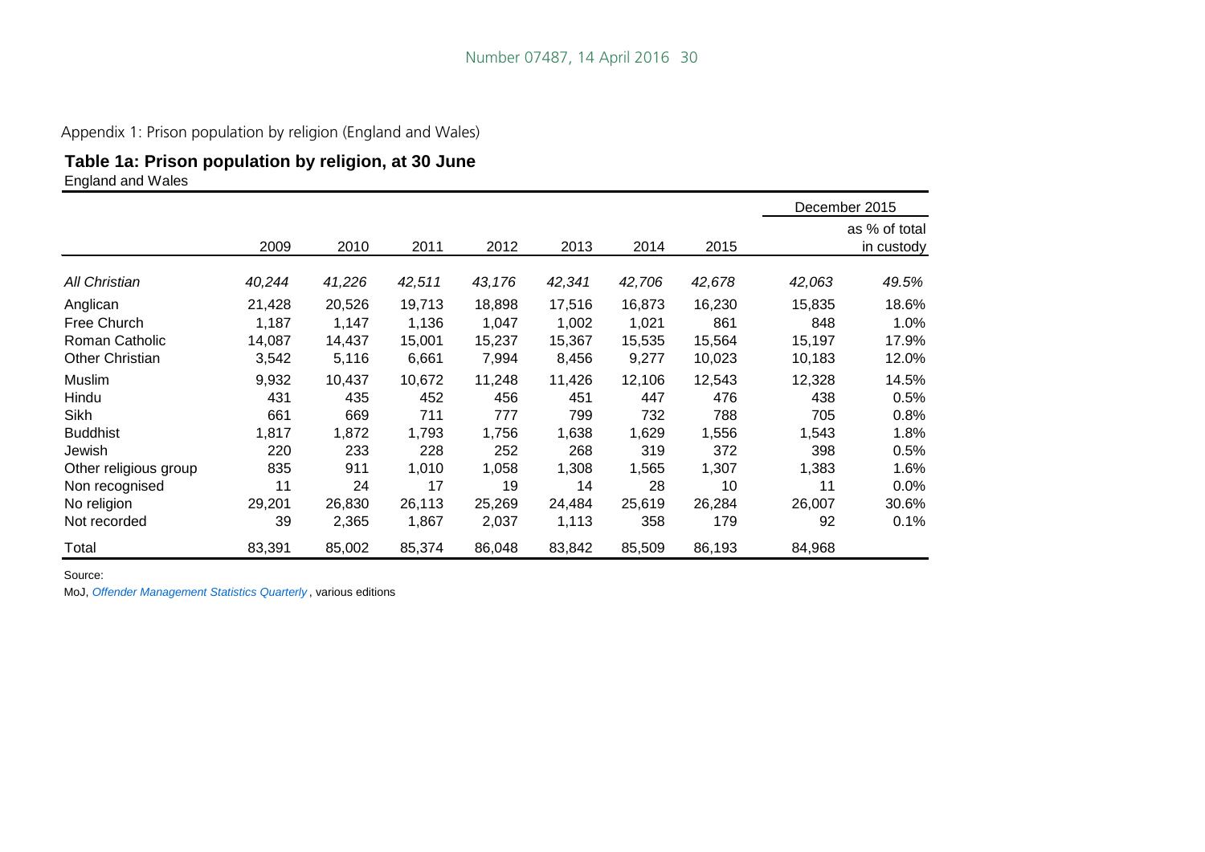Appendix 1: Prison population by religion (England and Wales)

**Table 1a: Prison population by religion, at 30 June**

England and Wales

| | 2009 | 2010 | 2011 | 2012 | 2013 | 2014 | 2015 | December 2015 | |
|---|---|---|---|---|---|---|---|---|---|
| | | | | | | | | | as % of total in custody |
| *All Christian* | *40,244* | *41,226* | *42,511* | *43,176* | *42,341* | *42,706* | *42,678* | *42,063* | *49.5%* |
| Anglican | 21,428 | 20,526 | 19,713 | 18,898 | 17,516 | 16,873 | 16,230 | 15,835 | 18.6% |
| Free Church | 1,187 | 1,147 | 1,136 | 1,047 | 1,002 | 1,021 | 861 | 848 | 1.0% |
| Roman Catholic | 14,087 | 14,437 | 15,001 | 15,237 | 15,367 | 15,535 | 15,564 | 15,197 | 17.9% |
| Other Christian | 3,542 | 5,116 | 6,661 | 7,994 | 8,456 | 9,277 | 10,023 | 10,183 | 12.0% |
| Muslim | 9,932 | 10,437 | 10,672 | 11,248 | 11,426 | 12,106 | 12,543 | 12,328 | 14.5% |
| Hindu | 431 | 435 | 452 | 456 | 451 | 447 | 476 | 438 | 0.5% |
| Sikh | 661 | 669 | 711 | 777 | 799 | 732 | 788 | 705 | 0.8% |
| Buddhist | 1,817 | 1,872 | 1,793 | 1,756 | 1,638 | 1,629 | 1,556 | 1,543 | 1.8% |
| Jewish | 220 | 233 | 228 | 252 | 268 | 319 | 372 | 398 | 0.5% |
| Other religious group | 835 | 911 | 1,010 | 1,058 | 1,308 | 1,565 | 1,307 | 1,383 | 1.6% |
| Non recognised | 11 | 24 | 17 | 19 | 14 | 28 | 10 | 11 | 0.0% |
| No religion | 29,201 | 26,830 | 26,113 | 25,269 | 24,484 | 25,619 | 26,284 | 26,007 | 30.6% |
| Not recorded | 39 | 2,365 | 1,867 | 2,037 | 1,113 | 358 | 179 | 92 | 0.1% |
| Total | 83,391 | 85,002 | 85,374 | 86,048 | 83,842 | 85,509 | 86,193 | 84,968 | |

Source:

MoJ, *Offender Management Statistics Quarterly*, various editions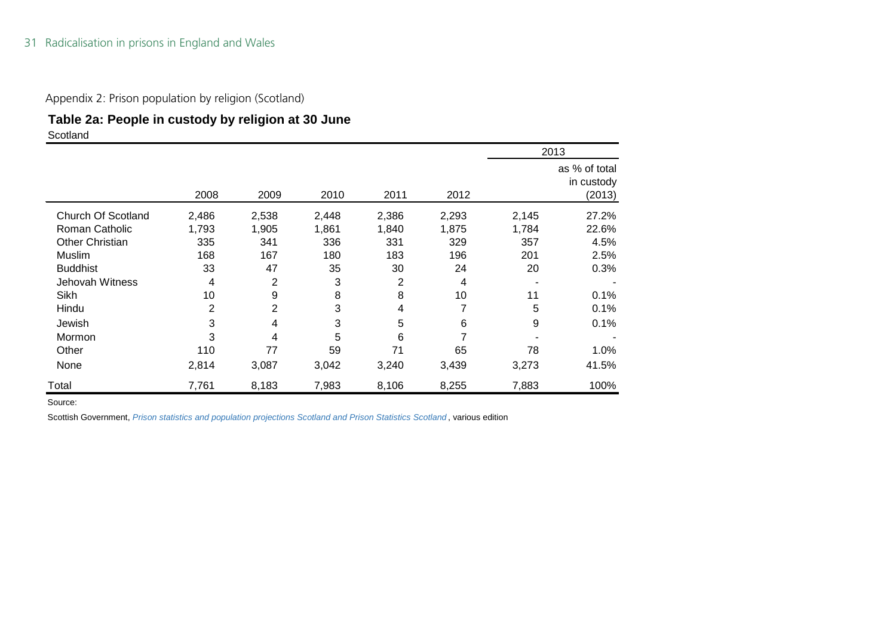Appendix 2: Prison population by religion (Scotland)

## Table 2a: People in custody by religion at 30 June

Scotland

| | 2008 | 2009 | 2010 | 2011 | 2012 | 2013 | |
|---|---|---|---|---|---|---|---|
| | | | | | | | as % of total in custody (2013) |
| Church Of Scotland | 2,486 | 2,538 | 2,448 | 2,386 | 2,293 | 2,145 | 27.2% |
| Roman Catholic | 1,793 | 1,905 | 1,861 | 1,840 | 1,875 | 1,784 | 22.6% |
| Other Christian | 335 | 341 | 336 | 331 | 329 | 357 | 4.5% |
| Muslim | 168 | 167 | 180 | 183 | 196 | 201 | 2.5% |
| Buddhist | 33 | 47 | 35 | 30 | 24 | 20 | 0.3% |
| Jehovah Witness | 4 | 2 | 3 | 2 | 4 | - | - |
| Sikh | 10 | 9 | 8 | 8 | 10 | 11 | 0.1% |
| Hindu | 2 | 2 | 3 | 4 | 7 | 5 | 0.1% |
| Jewish | 3 | 4 | 3 | 5 | 6 | 9 | 0.1% |
| Mormon | 3 | 4 | 5 | 6 | 7 | - | - |
| Other | 110 | 77 | 59 | 71 | 65 | 78 | 1.0% |
| None | 2,814 | 3,087 | 3,042 | 3,240 | 3,439 | 3,273 | 41.5% |
| Total | 7,761 | 8,183 | 7,983 | 8,106 | 8,255 | 7,883 | 100% |

Source:

Scottish Government, *Prison statistics and population projections Scotland and Prison Statistics Scotland*, various edition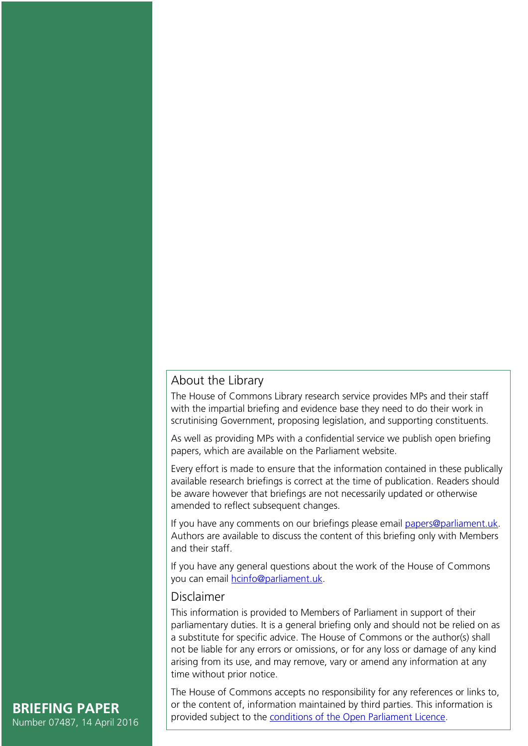## About the Library

The House of Commons Library research service provides MPs and their staff with the impartial briefing and evidence base they need to do their work in scrutinising Government, proposing legislation, and supporting constituents.

As well as providing MPs with a confidential service we publish open briefing papers, which are available on the Parliament website.

Every effort is made to ensure that the information contained in these publically available research briefings is correct at the time of publication. Readers should be aware however that briefings are not necessarily updated or otherwise amended to reflect subsequent changes.

If you have any comments on our briefings please email [papers@parliament.uk](mailto:papers@parliament.uk). Authors are available to discuss the content of this briefing only with Members and their staff.

If you have any general questions about the work of the House of Commons you can email [hcinfo@parliament.uk](mailto:hcinfo@parliament.uk).

## Disclaimer

This information is provided to Members of Parliament in support of their parliamentary duties. It is a general briefing only and should not be relied on as a substitute for specific advice. The House of Commons or the author(s) shall not be liable for any errors or omissions, or for any loss or damage of any kind arising from its use, and may remove, vary or amend any information at any time without prior notice.

The House of Commons accepts no responsibility for any references or links to, or the content of, information maintained by third parties. This information is provided subject to the conditions of the Open Parliament Licence.

**BRIEFING PAPER**

Number 07487, 14 April 2016